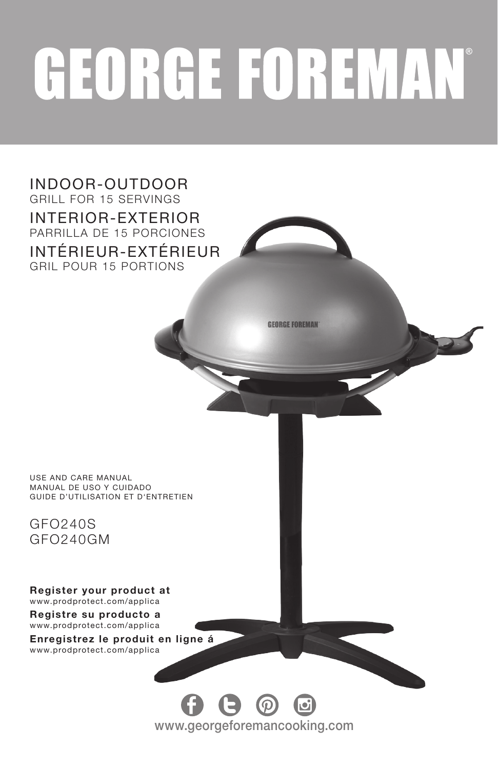# GEORGE FOREMAN®

## INDOOR-OUTDOOR
GRILL FOR 15 SERVINGS

## INTERIOR-EXTERIOR
PARRILLA DE 15 PORCIONES

## INTÉRIEUR-EXTÉRIEUR
GRIL POUR 15 PORTIONS

USE AND CARE MANUAL
MANUAL DE USO Y CUIDADO
GUIDE D'UTILISATION ET D'ENTRETIEN

GFO240S
GFO240GM

**Register your product at**
www.prodprotect.com/applica

**Registre su producto a**
www.prodprotect.com/applica

**Enregistrez le produit en ligne á**
www.prodprotect.com/applica

www.georgeforemancooking.com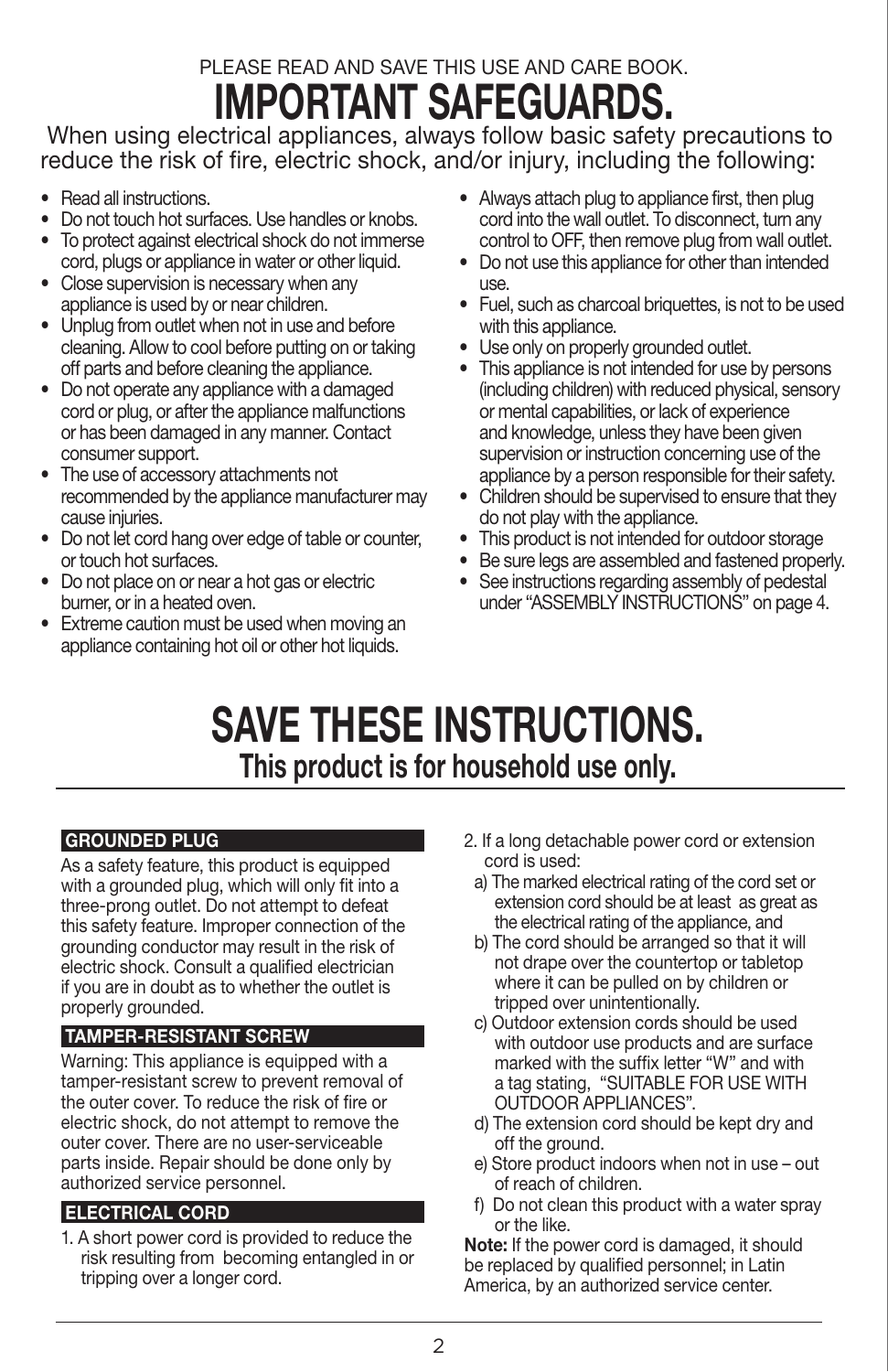PLEASE READ AND SAVE THIS USE AND CARE BOOK.

# IMPORTANT SAFEGUARDS.

When using electrical appliances, always follow basic safety precautions to reduce the risk of fire, electric shock, and/or injury, including the following:

- Read all instructions.
- Do not touch hot surfaces. Use handles or knobs.
- To protect against electrical shock do not immerse cord, plugs or appliance in water or other liquid.
- Close supervision is necessary when any appliance is used by or near children.
- Unplug from outlet when not in use and before cleaning. Allow to cool before putting on or taking off parts and before cleaning the appliance.
- Do not operate any appliance with a damaged cord or plug, or after the appliance malfunctions or has been damaged in any manner. Contact consumer support.
- The use of accessory attachments not recommended by the appliance manufacturer may cause injuries.
- Do not let cord hang over edge of table or counter, or touch hot surfaces.
- Do not place on or near a hot gas or electric burner, or in a heated oven.
- Extreme caution must be used when moving an appliance containing hot oil or other hot liquids.
- Always attach plug to appliance first, then plug cord into the wall outlet. To disconnect, turn any control to OFF, then remove plug from wall outlet.
- Do not use this appliance for other than intended use.
- Fuel, such as charcoal briquettes, is not to be used with this appliance.
- Use only on properly grounded outlet.
- This appliance is not intended for use by persons (including children) with reduced physical, sensory or mental capabilities, or lack of experience and knowledge, unless they have been given supervision or instruction concerning use of the appliance by a person responsible for their safety.
- Children should be supervised to ensure that they do not play with the appliance.
- This product is not intended for outdoor storage
- Be sure legs are assembled and fastened properly.
- See instructions regarding assembly of pedestal under "ASSEMBLY INSTRUCTIONS" on page 4.

# SAVE THESE INSTRUCTIONS.

## This product is for household use only.

### GROUNDED PLUG

As a safety feature, this product is equipped with a grounded plug, which will only fit into a three-prong outlet. Do not attempt to defeat this safety feature. Improper connection of the grounding conductor may result in the risk of electric shock. Consult a qualified electrician if you are in doubt as to whether the outlet is properly grounded.

### TAMPER-RESISTANT SCREW

Warning: This appliance is equipped with a tamper-resistant screw to prevent removal of the outer cover. To reduce the risk of fire or electric shock, do not attempt to remove the outer cover. There are no user-serviceable parts inside. Repair should be done only by authorized service personnel.

### ELECTRICAL CORD

1. A short power cord is provided to reduce the risk resulting from becoming entangled in or tripping over a longer cord.
2. If a long detachable power cord or extension cord is used:
   a) The marked electrical rating of the cord set or extension cord should be at least as great as the electrical rating of the appliance, and
   b) The cord should be arranged so that it will not drape over the countertop or tabletop where it can be pulled on by children or tripped over unintentionally.
   c) Outdoor extension cords should be used with outdoor use products and are surface marked with the suffix letter "W" and with a tag stating, "SUITABLE FOR USE WITH OUTDOOR APPLIANCES".
   d) The extension cord should be kept dry and off the ground.
   e) Store product indoors when not in use – out of reach of children.
   f) Do not clean this product with a water spray or the like.

**Note:** If the power cord is damaged, it should be replaced by qualified personnel; in Latin America, by an authorized service center.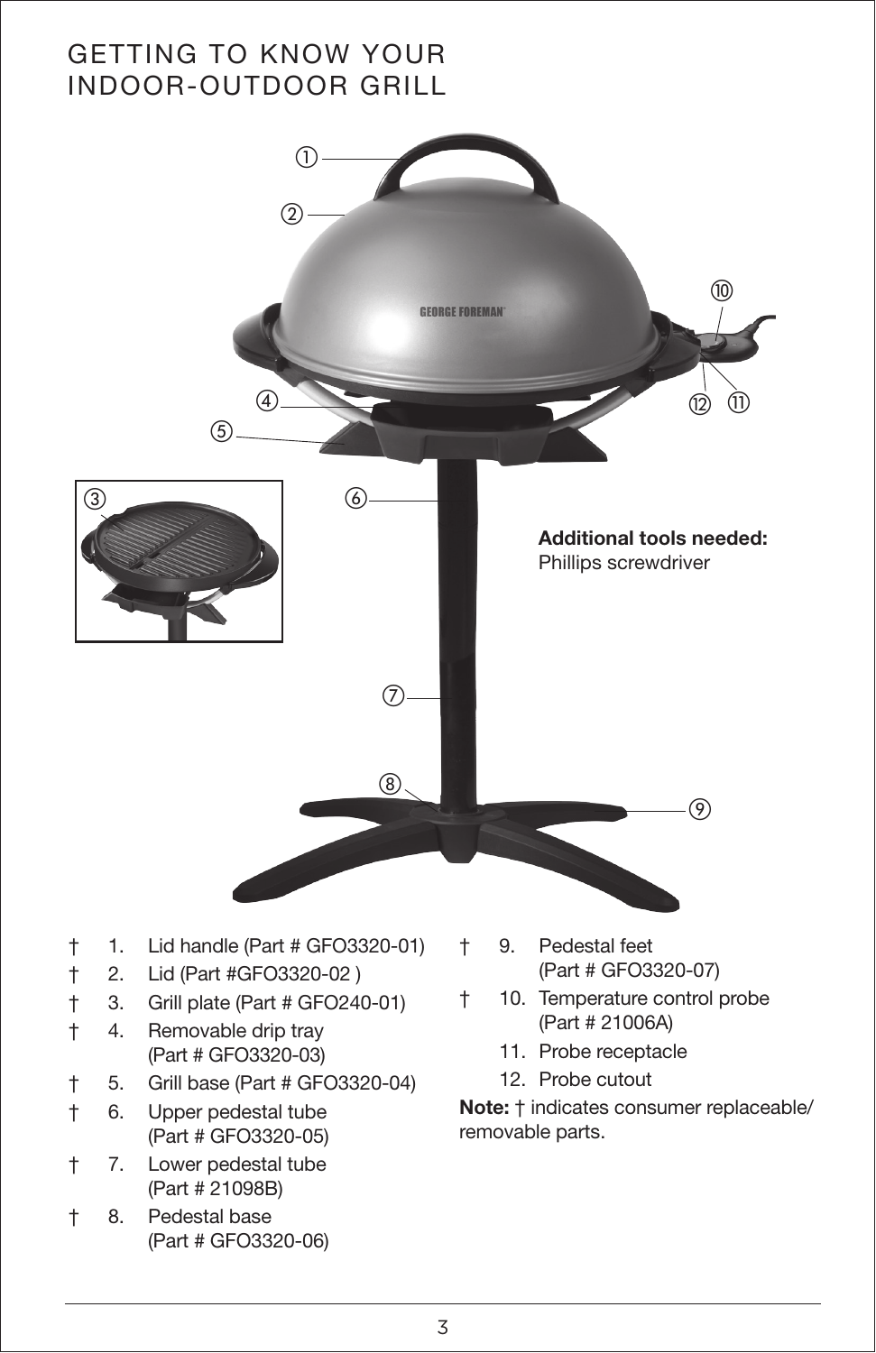# GETTING TO KNOW YOUR INDOOR-OUTDOOR GRILL

**Additional tools needed:**
Phillips screwdriver

- † 1. Lid handle (Part # GFO3320-01)
- † 2. Lid (Part #GFO3320-02 )
- † 3. Grill plate (Part # GFO240-01)
- † 4. Removable drip tray (Part # GFO3320-03)
- † 5. Grill base (Part # GFO3320-04)
- † 6. Upper pedestal tube (Part # GFO3320-05)
- † 7. Lower pedestal tube (Part # 21098B)
- † 8. Pedestal base (Part # GFO3320-06)
- † 9. Pedestal feet (Part # GFO3320-07)
- † 10. Temperature control probe (Part # 21006A)
- 11. Probe receptacle
- 12. Probe cutout

**Note:** † indicates consumer replaceable/removable parts.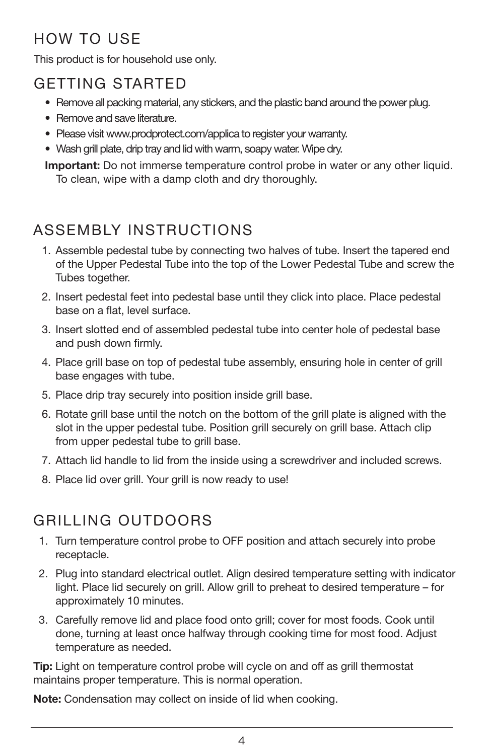# HOW TO USE

This product is for household use only.

## GETTING STARTED

- Remove all packing material, any stickers, and the plastic band around the power plug.
- Remove and save literature.
- Please visit www.prodprotect.com/applica to register your warranty.
- Wash grill plate, drip tray and lid with warm, soapy water. Wipe dry.

**Important:** Do not immerse temperature control probe in water or any other liquid. To clean, wipe with a damp cloth and dry thoroughly.

## ASSEMBLY INSTRUCTIONS

1. Assemble pedestal tube by connecting two halves of tube. Insert the tapered end of the Upper Pedestal Tube into the top of the Lower Pedestal Tube and screw the Tubes together.
2. Insert pedestal feet into pedestal base until they click into place. Place pedestal base on a flat, level surface.
3. Insert slotted end of assembled pedestal tube into center hole of pedestal base and push down firmly.
4. Place grill base on top of pedestal tube assembly, ensuring hole in center of grill base engages with tube.
5. Place drip tray securely into position inside grill base.
6. Rotate grill base until the notch on the bottom of the grill plate is aligned with the slot in the upper pedestal tube. Position grill securely on grill base. Attach clip from upper pedestal tube to grill base.
7. Attach lid handle to lid from the inside using a screwdriver and included screws.
8. Place lid over grill. Your grill is now ready to use!

## GRILLING OUTDOORS

1. Turn temperature control probe to OFF position and attach securely into probe receptacle.
2. Plug into standard electrical outlet. Align desired temperature setting with indicator light. Place lid securely on grill. Allow grill to preheat to desired temperature – for approximately 10 minutes.
3. Carefully remove lid and place food onto grill; cover for most foods. Cook until done, turning at least once halfway through cooking time for most food. Adjust temperature as needed.

**Tip:** Light on temperature control probe will cycle on and off as grill thermostat maintains proper temperature. This is normal operation.

**Note:** Condensation may collect on inside of lid when cooking.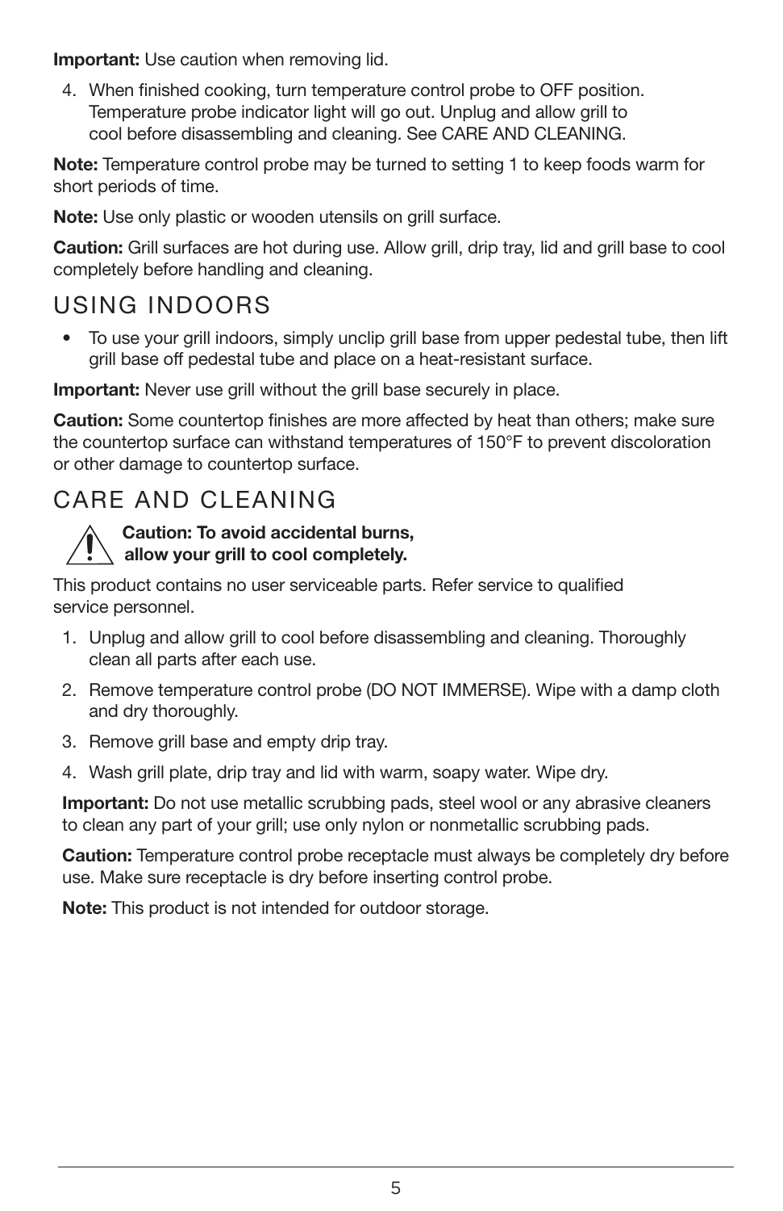**Important:** Use caution when removing lid.

4. When finished cooking, turn temperature control probe to OFF position. Temperature probe indicator light will go out. Unplug and allow grill to cool before disassembling and cleaning. See CARE AND CLEANING.

**Note:** Temperature control probe may be turned to setting 1 to keep foods warm for short periods of time.

**Note:** Use only plastic or wooden utensils on grill surface.

**Caution:** Grill surfaces are hot during use. Allow grill, drip tray, lid and grill base to cool completely before handling and cleaning.

## USING INDOORS

- To use your grill indoors, simply unclip grill base from upper pedestal tube, then lift grill base off pedestal tube and place on a heat-resistant surface.

**Important:** Never use grill without the grill base securely in place.

**Caution:** Some countertop finishes are more affected by heat than others; make sure the countertop surface can withstand temperatures of 150°F to prevent discoloration or other damage to countertop surface.

## CARE AND CLEANING

⚠ **Caution: To avoid accidental burns, allow your grill to cool completely.**

This product contains no user serviceable parts. Refer service to qualified service personnel.

1. Unplug and allow grill to cool before disassembling and cleaning. Thoroughly clean all parts after each use.
2. Remove temperature control probe (DO NOT IMMERSE). Wipe with a damp cloth and dry thoroughly.
3. Remove grill base and empty drip tray.
4. Wash grill plate, drip tray and lid with warm, soapy water. Wipe dry.

**Important:** Do not use metallic scrubbing pads, steel wool or any abrasive cleaners to clean any part of your grill; use only nylon or nonmetallic scrubbing pads.

**Caution:** Temperature control probe receptacle must always be completely dry before use. Make sure receptacle is dry before inserting control probe.

**Note:** This product is not intended for outdoor storage.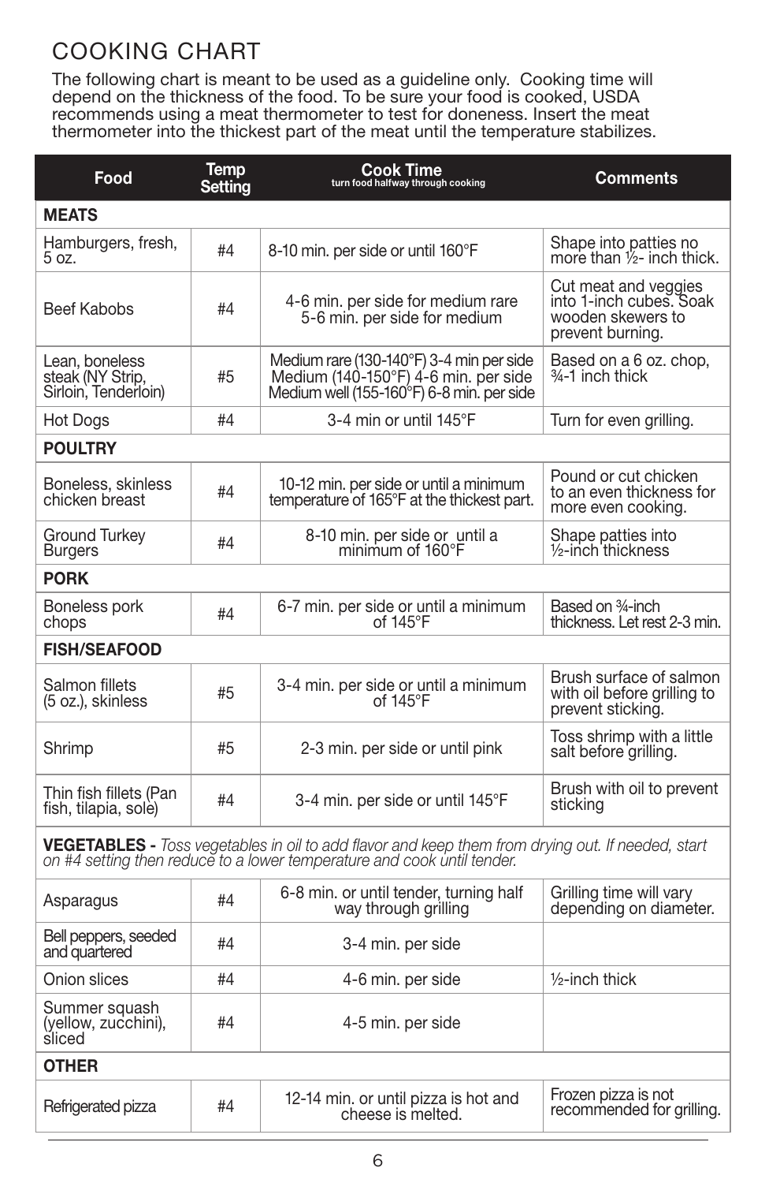## COOKING CHART

The following chart is meant to be used as a guideline only. Cooking time will depend on the thickness of the food. To be sure your food is cooked, USDA recommends using a meat thermometer to test for doneness. Insert the meat thermometer into the thickest part of the meat until the temperature stabilizes.

| Food | Temp Setting | Cook Time (turn food halfway through cooking) | Comments |
|---|---|---|---|
| **MEATS** | | | |
| Hamburgers, fresh, 5 oz. | #4 | 8-10 min. per side or until 160°F | Shape into patties no more than ½- inch thick. |
| Beef Kabobs | #4 | 4-6 min. per side for medium rare<br>5-6 min. per side for medium | Cut meat and veggies into 1-inch cubes. Soak wooden skewers to prevent burning. |
| Lean, boneless steak (NY Strip, Sirloin, Tenderloin) | #5 | Medium rare (130-140°F) 3-4 min per side<br>Medium (140-150°F) 4-6 min. per side<br>Medium well (155-160°F) 6-8 min. per side | Based on a 6 oz. chop, ¾-1 inch thick |
| Hot Dogs | #4 | 3-4 min or until 145°F | Turn for even grilling. |
| **POULTRY** | | | |
| Boneless, skinless chicken breast | #4 | 10-12 min. per side or until a minimum temperature of 165°F at the thickest part. | Pound or cut chicken to an even thickness for more even cooking. |
| Ground Turkey Burgers | #4 | 8-10 min. per side or until a minimum of 160°F | Shape patties into ½-inch thickness |
| **PORK** | | | |
| Boneless pork chops | #4 | 6-7 min. per side or until a minimum of 145°F | Based on ¾-inch thickness. Let rest 2-3 min. |
| **FISH/SEAFOOD** | | | |
| Salmon fillets (5 oz.), skinless | #5 | 3-4 min. per side or until a minimum of 145°F | Brush surface of salmon with oil before grilling to prevent sticking. |
| Shrimp | #5 | 2-3 min. per side or until pink | Toss shrimp with a little salt before grilling. |
| Thin fish fillets (Pan fish, tilapia, sole) | #4 | 3-4 min. per side or until 145°F | Brush with oil to prevent sticking |
| **VEGETABLES -** *Toss vegetables in oil to add flavor and keep them from drying out. If needed, start on #4 setting then reduce to a lower temperature and cook until tender.* | | | |
| Asparagus | #4 | 6-8 min. or until tender, turning half way through grilling | Grilling time will vary depending on diameter. |
| Bell peppers, seeded and quartered | #4 | 3-4 min. per side | |
| Onion slices | #4 | 4-6 min. per side | ½-inch thick |
| Summer squash (yellow, zucchini), sliced | #4 | 4-5 min. per side | |
| **OTHER** | | | |
| Refrigerated pizza | #4 | 12-14 min. or until pizza is hot and cheese is melted. | Frozen pizza is not recommended for grilling. |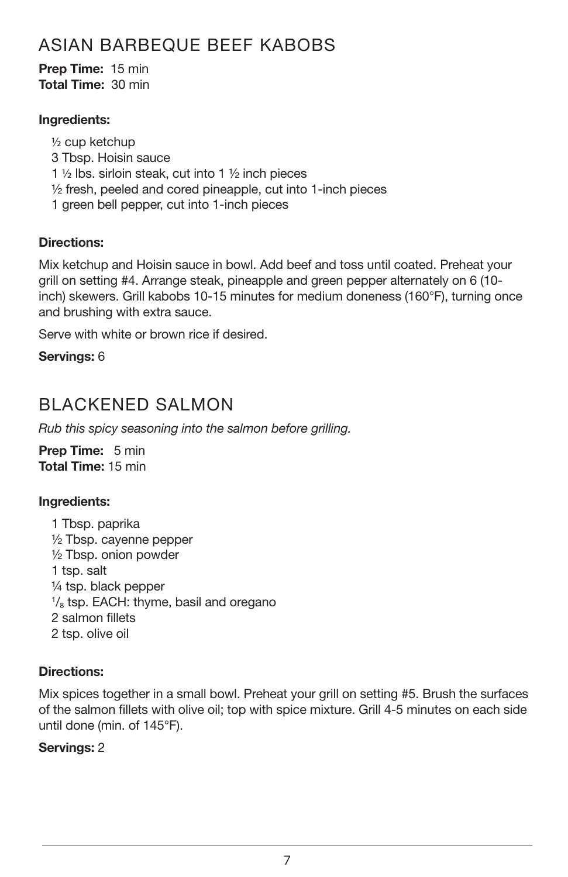## ASIAN BARBEQUE BEEF KABOBS

**Prep Time:** 15 min
**Total Time:** 30 min

**Ingredients:**

- ½ cup ketchup
- 3 Tbsp. Hoisin sauce
- 1 ½ lbs. sirloin steak, cut into 1 ½ inch pieces
- ½ fresh, peeled and cored pineapple, cut into 1-inch pieces
- 1 green bell pepper, cut into 1-inch pieces

**Directions:**

Mix ketchup and Hoisin sauce in bowl. Add beef and toss until coated. Preheat your grill on setting #4. Arrange steak, pineapple and green pepper alternately on 6 (10-inch) skewers. Grill kabobs 10-15 minutes for medium doneness (160°F), turning once and brushing with extra sauce.

Serve with white or brown rice if desired.

**Servings:** 6

## BLACKENED SALMON

*Rub this spicy seasoning into the salmon before grilling.*

**Prep Time:** 5 min
**Total Time:** 15 min

**Ingredients:**

- 1 Tbsp. paprika
- ½ Tbsp. cayenne pepper
- ½ Tbsp. onion powder
- 1 tsp. salt
- ¼ tsp. black pepper
- $^1/_8$ tsp. EACH: thyme, basil and oregano
- 2 salmon fillets
- 2 tsp. olive oil

**Directions:**

Mix spices together in a small bowl. Preheat your grill on setting #5. Brush the surfaces of the salmon fillets with olive oil; top with spice mixture. Grill 4-5 minutes on each side until done (min. of 145°F).

**Servings:** 2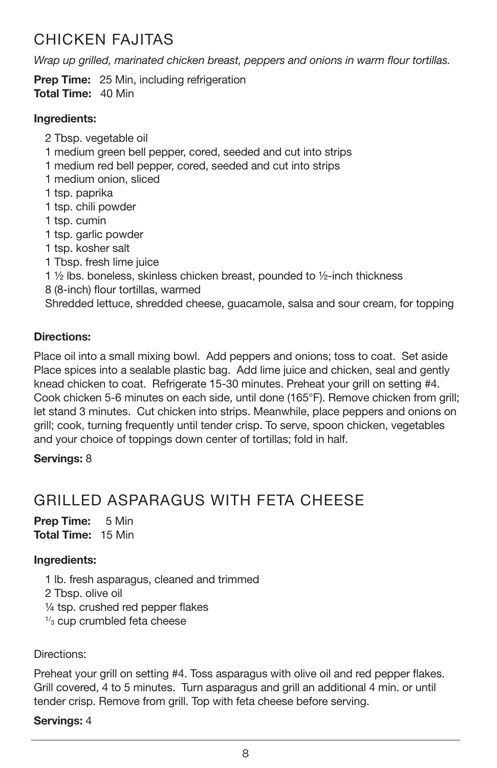## CHICKEN FAJITAS

*Wrap up grilled, marinated chicken breast, peppers and onions in warm flour tortillas.*

**Prep Time:** 25 Min, including refrigeration
**Total Time:** 40 Min

**Ingredients:**

2 Tbsp. vegetable oil
1 medium green bell pepper, cored, seeded and cut into strips
1 medium red bell pepper, cored, seeded and cut into strips
1 medium onion, sliced
1 tsp. paprika
1 tsp. chili powder
1 tsp. cumin
1 tsp. garlic powder
1 tsp. kosher salt
1 Tbsp. fresh lime juice
1 ½ lbs. boneless, skinless chicken breast, pounded to ½-inch thickness
8 (8-inch) flour tortillas, warmed
Shredded lettuce, shredded cheese, guacamole, salsa and sour cream, for topping

**Directions:**

Place oil into a small mixing bowl. Add peppers and onions; toss to coat. Set aside Place spices into a sealable plastic bag. Add lime juice and chicken, seal and gently knead chicken to coat. Refrigerate 15-30 minutes. Preheat your grill on setting #4. Cook chicken 5-6 minutes on each side, until done (165°F). Remove chicken from grill; let stand 3 minutes. Cut chicken into strips. Meanwhile, place peppers and onions on grill; cook, turning frequently until tender crisp. To serve, spoon chicken, vegetables and your choice of toppings down center of tortillas; fold in half.

**Servings:** 8

## GRILLED ASPARAGUS WITH FETA CHEESE

**Prep Time:** 5 Min
**Total Time:** 15 Min

**Ingredients:**

1 lb. fresh asparagus, cleaned and trimmed
2 Tbsp. olive oil
¼ tsp. crushed red pepper flakes
⅓ cup crumbled feta cheese

Directions:

Preheat your grill on setting #4. Toss asparagus with olive oil and red pepper flakes. Grill covered, 4 to 5 minutes. Turn asparagus and grill an additional 4 min. or until tender crisp. Remove from grill. Top with feta cheese before serving.

**Servings:** 4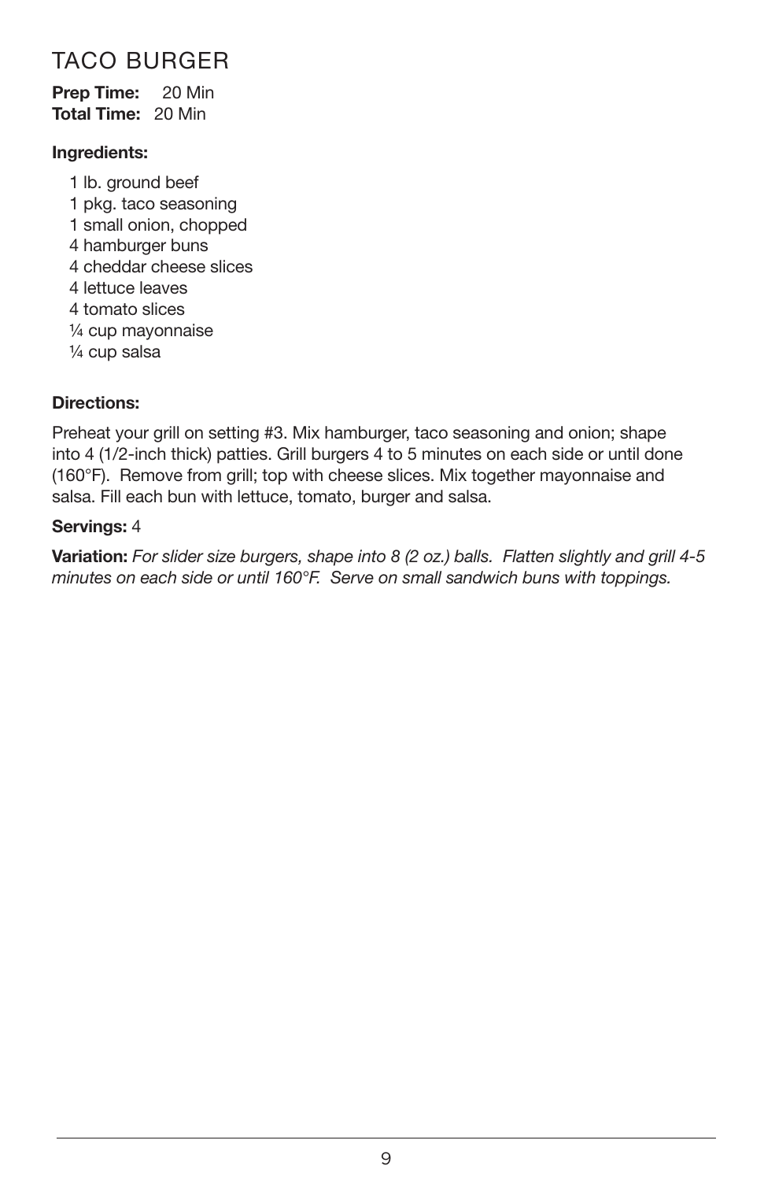# TACO BURGER

**Prep Time:** 20 Min
**Total Time:** 20 Min

**Ingredients:**

- 1 lb. ground beef
- 1 pkg. taco seasoning
- 1 small onion, chopped
- 4 hamburger buns
- 4 cheddar cheese slices
- 4 lettuce leaves
- 4 tomato slices
- ¼ cup mayonnaise
- ¼ cup salsa

**Directions:**

Preheat your grill on setting #3. Mix hamburger, taco seasoning and onion; shape into 4 (1/2-inch thick) patties. Grill burgers 4 to 5 minutes on each side or until done (160°F). Remove from grill; top with cheese slices. Mix together mayonnaise and salsa. Fill each bun with lettuce, tomato, burger and salsa.

**Servings:** 4

**Variation:** *For slider size burgers, shape into 8 (2 oz.) balls. Flatten slightly and grill 4-5 minutes on each side or until 160°F. Serve on small sandwich buns with toppings.*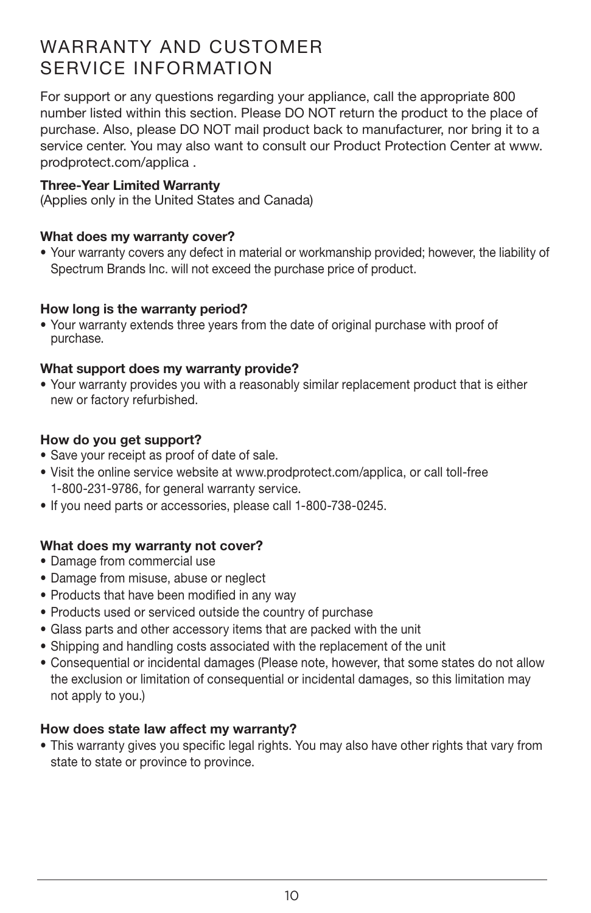# WARRANTY AND CUSTOMER SERVICE INFORMATION

For support or any questions regarding your appliance, call the appropriate 800 number listed within this section. Please DO NOT return the product to the place of purchase. Also, please DO NOT mail product back to manufacturer, nor bring it to a service center. You may also want to consult our Product Protection Center at www.prodprotect.com/applica .

**Three-Year Limited Warranty**
(Applies only in the United States and Canada)

**What does my warranty cover?**

- Your warranty covers any defect in material or workmanship provided; however, the liability of Spectrum Brands Inc. will not exceed the purchase price of product.

**How long is the warranty period?**

- Your warranty extends three years from the date of original purchase with proof of purchase.

**What support does my warranty provide?**

- Your warranty provides you with a reasonably similar replacement product that is either new or factory refurbished.

**How do you get support?**

- Save your receipt as proof of date of sale.
- Visit the online service website at www.prodprotect.com/applica, or call toll-free 1-800-231-9786, for general warranty service.
- If you need parts or accessories, please call 1-800-738-0245.

**What does my warranty not cover?**

- Damage from commercial use
- Damage from misuse, abuse or neglect
- Products that have been modified in any way
- Products used or serviced outside the country of purchase
- Glass parts and other accessory items that are packed with the unit
- Shipping and handling costs associated with the replacement of the unit
- Consequential or incidental damages (Please note, however, that some states do not allow the exclusion or limitation of consequential or incidental damages, so this limitation may not apply to you.)

**How does state law affect my warranty?**

- This warranty gives you specific legal rights. You may also have other rights that vary from state to state or province to province.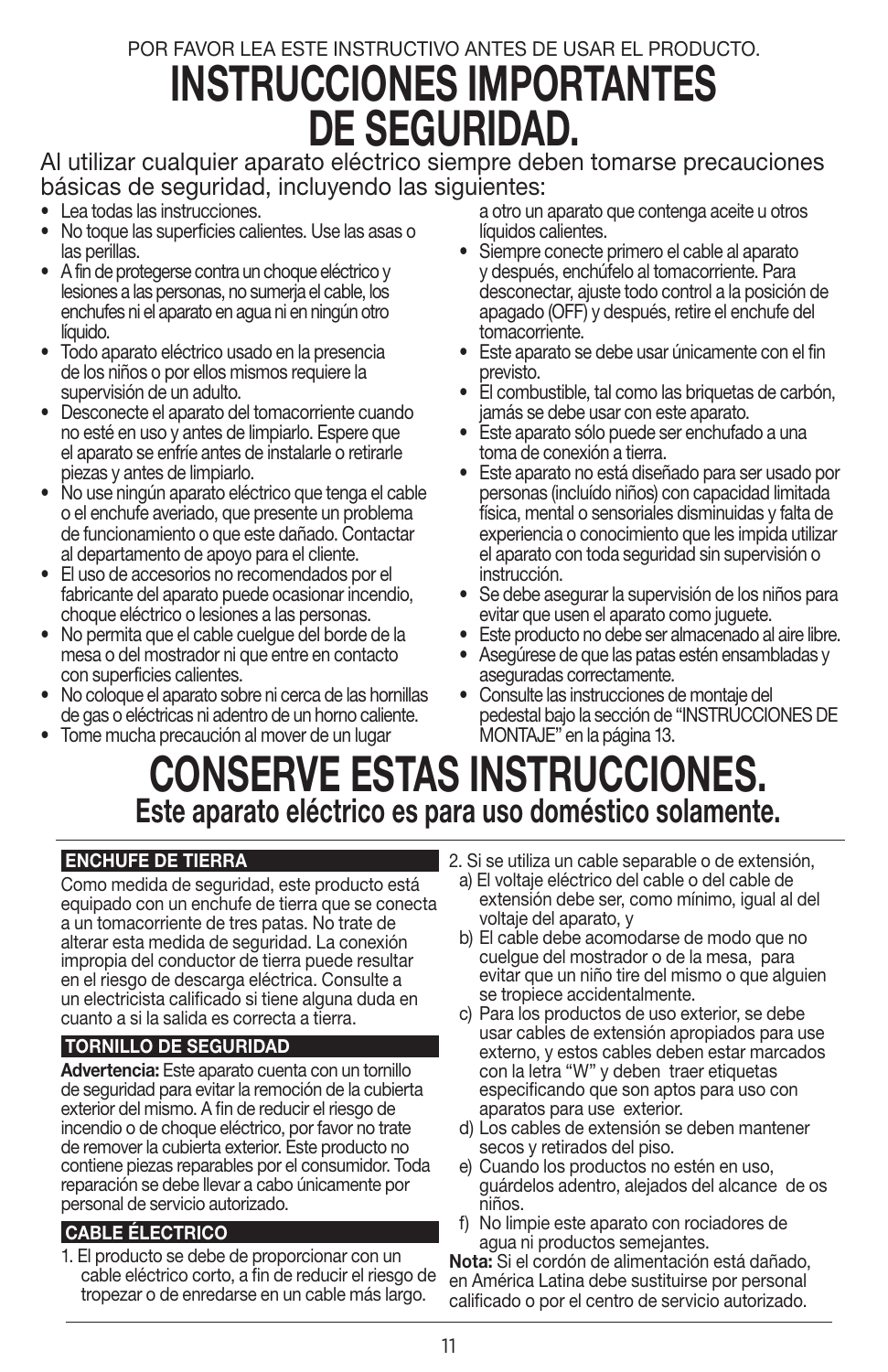POR FAVOR LEA ESTE INSTRUCTIVO ANTES DE USAR EL PRODUCTO.

# INSTRUCCIONES IMPORTANTES DE SEGURIDAD.

Al utilizar cualquier aparato eléctrico siempre deben tomarse precauciones básicas de seguridad, incluyendo las siguientes:

- Lea todas las instrucciones.
- No toque las superficies calientes. Use las asas o las perillas.
- A fin de protegerse contra un choque eléctrico y lesiones a las personas, no sumerja el cable, los enchufes ni el aparato en agua ni en ningún otro líquido.
- Todo aparato eléctrico usado en la presencia de los niños o por ellos mismos requiere la supervisión de un adulto.
- Desconecte el aparato del tomacorriente cuando no esté en uso y antes de limpiarlo. Espere que el aparato se enfríe antes de instalarle o retirarle piezas y antes de limpiarlo.
- No use ningún aparato eléctrico que tenga el cable o el enchufe averiado, que presente un problema de funcionamiento o que este dañado. Contactar al departamento de apoyo para el cliente.
- El uso de accesorios no recomendados por el fabricante del aparato puede ocasionar incendio, choque eléctrico o lesiones a las personas.
- No permita que el cable cuelgue del borde de la mesa o del mostrador ni que entre en contacto con superficies calientes.
- No coloque el aparato sobre ni cerca de las hornillas de gas o eléctricas ni adentro de un horno caliente.
- Tome mucha precaución al mover de un lugar a otro un aparato que contenga aceite u otros líquidos calientes.
- Siempre conecte primero el cable al aparato y después, enchúfelo al tomacorriente. Para desconectar, ajuste todo control a la posición de apagado (OFF) y después, retire el enchufe del tomacorriente.
- Este aparato se debe usar únicamente con el fin previsto.
- El combustible, tal como las briquetas de carbón, jamás se debe usar con este aparato.
- Este aparato sólo puede ser enchufado a una toma de conexión a tierra.
- Este aparato no está diseñado para ser usado por personas (incluído niños) con capacidad limitada física, mental o sensoriales disminuidas y falta de experiencia o conocimiento que les impida utilizar el aparato con toda seguridad sin supervisión o instrucción.
- Se debe asegurar la supervisión de los niños para evitar que usen el aparato como juguete.
- Este producto no debe ser almacenado al aire libre.
- Asegúrese de que las patas estén ensambladas y aseguradas correctamente.
- Consulte las instrucciones de montaje del pedestal bajo la sección de "INSTRUCCIONES DE MONTAJE" en la página 13.

# CONSERVE ESTAS INSTRUCCIONES.

## Este aparato eléctrico es para uso doméstico solamente.

### ENCHUFE DE TIERRA

Como medida de seguridad, este producto está equipado con un enchufe de tierra que se conecta a un tomacorriente de tres patas. No trate de alterar esta medida de seguridad. La conexión impropia del conductor de tierra puede resultar en el riesgo de descarga eléctrica. Consulte a un electricista calificado si tiene alguna duda en cuanto a si la salida es correcta a tierra.

### TORNILLO DE SEGURIDAD

**Advertencia:** Este aparato cuenta con un tornillo de seguridad para evitar la remoción de la cubierta exterior del mismo. A fin de reducir el riesgo de incendio o de choque eléctrico, por favor no trate de remover la cubierta exterior. Este producto no contiene piezas reparables por el consumidor. Toda reparación se debe llevar a cabo únicamente por personal de servicio autorizado.

### CABLE ÉLECTRICO

1. El producto se debe de proporcionar con un cable eléctrico corto, a fin de reducir el riesgo de tropezar o de enredarse en un cable más largo.
2. Si se utiliza un cable separable o de extensión,
   a) El voltaje eléctrico del cable o del cable de extensión debe ser, como mínimo, igual al del voltaje del aparato, y
   b) El cable debe acomodarse de modo que no cuelgue del mostrador o de la mesa, para evitar que un niño tire del mismo o que alguien se tropiece accidentalmente.
   c) Para los productos de uso exterior, se debe usar cables de extensión apropiados para use externo, y estos cables deben estar marcados con la letra "W" y deben traer etiquetas especificando que son aptos para uso con aparatos para use exterior.
   d) Los cables de extensión se deben mantener secos y retirados del piso.
   e) Cuando los productos no estén en uso, guárdelos adentro, alejados del alcance de os niños.
   f) No limpie este aparato con rociadores de agua ni productos semejantes.

**Nota:** Si el cordón de alimentación está dañado, en América Latina debe sustituirse por personal calificado o por el centro de servicio autorizado.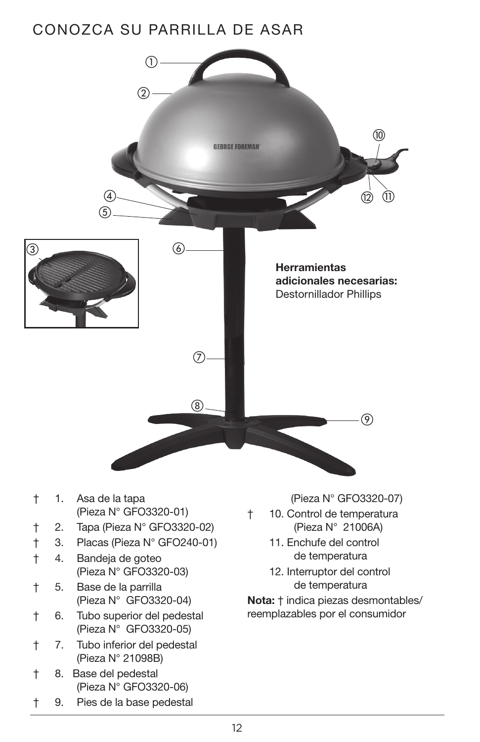# CONOZCA SU PARRILLA DE ASAR

**Herramientas adicionales necesarias:**
Destornillador Phillips

- † 1. Asa de la tapa (Pieza N° GFO3320-01)
- † 2. Tapa (Pieza N° GFO3320-02)
- † 3. Placas (Pieza N° GFO240-01)
- † 4. Bandeja de goteo (Pieza N° GFO3320-03)
- † 5. Base de la parrilla (Pieza N° GFO3320-04)
- † 6. Tubo superior del pedestal (Pieza N° GFO3320-05)
- † 7. Tubo inferior del pedestal (Pieza N° 21098B)
- † 8. Base del pedestal (Pieza N° GFO3320-06)
- † 9. Pies de la base pedestal (Pieza N° GFO3320-07)
- † 10. Control de temperatura (Pieza N° 21006A)
- 11. Enchufe del control de temperatura
- 12. Interruptor del control de temperatura

**Nota:** † indica piezas desmontables/ reemplazables por el consumidor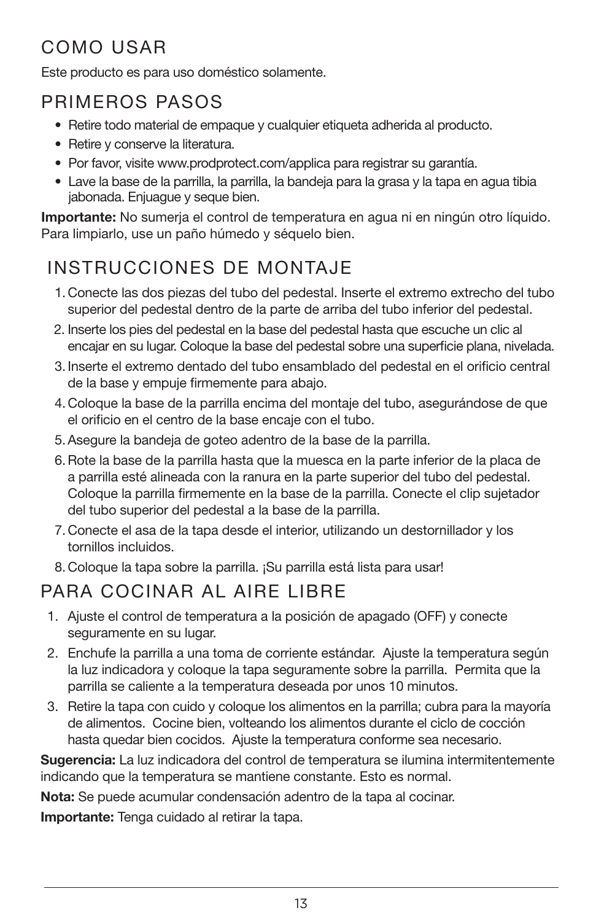## COMO USAR

Este producto es para uso doméstico solamente.

## PRIMEROS PASOS

- Retire todo material de empaque y cualquier etiqueta adherida al producto.
- Retire y conserve la literatura.
- Por favor, visite www.prodprotect.com/applica para registrar su garantía.
- Lave la base de la parrilla, la parrilla, la bandeja para la grasa y la tapa en agua tibia jabonada. Enjuague y seque bien.

**Importante:** No sumerja el control de temperatura en agua ni en ningún otro líquido. Para limpiarlo, use un paño húmedo y séquelo bien.

## INSTRUCCIONES DE MONTAJE

1. Conecte las dos piezas del tubo del pedestal. Inserte el extremo extrecho del tubo superior del pedestal dentro de la parte de arriba del tubo inferior del pedestal.
2. Inserte los pies del pedestal en la base del pedestal hasta que escuche un clic al encajar en su lugar. Coloque la base del pedestal sobre una superficie plana, nivelada.
3. Inserte el extremo dentado del tubo ensamblado del pedestal en el orificio central de la base y empuje firmemente para abajo.
4. Coloque la base de la parrilla encima del montaje del tubo, asegurándose de que el orificio en el centro de la base encaje con el tubo.
5. Asegure la bandeja de goteo adentro de la base de la parrilla.
6. Rote la base de la parrilla hasta que la muesca en la parte inferior de la placa de a parrilla esté alineada con la ranura en la parte superior del tubo del pedestal. Coloque la parrilla firmemente en la base de la parrilla. Conecte el clip sujetador del tubo superior del pedestal a la base de la parrilla.
7. Conecte el asa de la tapa desde el interior, utilizando un destornillador y los tornillos incluidos.
8. Coloque la tapa sobre la parrilla. ¡Su parrilla está lista para usar!

## PARA COCINAR AL AIRE LIBRE

1. Ajuste el control de temperatura a la posición de apagado (OFF) y conecte seguramente en su lugar.
2. Enchufe la parrilla a una toma de corriente estándar. Ajuste la temperatura según la luz indicadora y coloque la tapa seguramente sobre la parrilla. Permita que la parrilla se caliente a la temperatura deseada por unos 10 minutos.
3. Retire la tapa con cuido y coloque los alimentos en la parrilla; cubra para la mayoría de alimentos. Cocine bien, volteando los alimentos durante el ciclo de cocción hasta quedar bien cocidos. Ajuste la temperatura conforme sea necesario.

**Sugerencia:** La luz indicadora del control de temperatura se ilumina intermitentemente indicando que la temperatura se mantiene constante. Esto es normal.

**Nota:** Se puede acumular condensación adentro de la tapa al cocinar.

**Importante:** Tenga cuidado al retirar la tapa.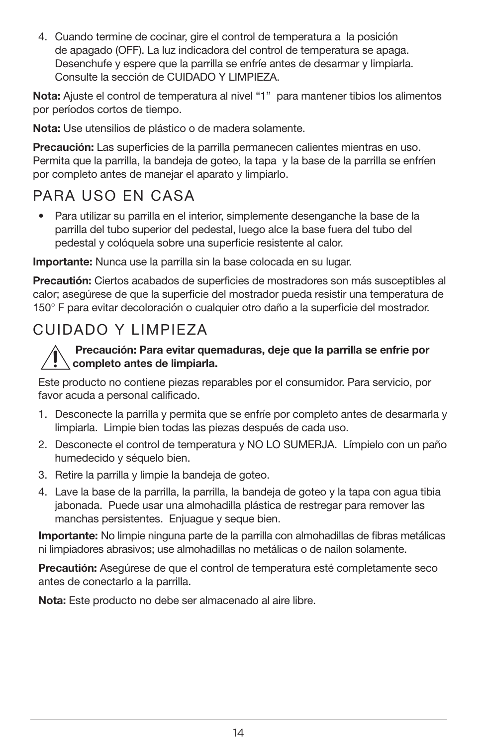4. Cuando termine de cocinar, gire el control de temperatura a la posición de apagado (OFF). La luz indicadora del control de temperatura se apaga. Desenchufe y espere que la parrilla se enfríe antes de desarmar y limpiarla. Consulte la sección de CUIDADO Y LIMPIEZA.

**Nota:** Ajuste el control de temperatura al nivel "1" para mantener tibios los alimentos por períodos cortos de tiempo.

**Nota:** Use utensilios de plástico o de madera solamente.

**Precaución:** Las superficies de la parrilla permanecen calientes mientras en uso. Permita que la parrilla, la bandeja de goteo, la tapa y la base de la parrilla se enfríen por completo antes de manejar el aparato y limpiarlo.

## PARA USO EN CASA

- Para utilizar su parrilla en el interior, simplemente desenganche la base de la parrilla del tubo superior del pedestal, luego alce la base fuera del tubo del pedestal y colóquela sobre una superficie resistente al calor.

**Importante:** Nunca use la parrilla sin la base colocada en su lugar.

**Precaución:** Ciertos acabados de superficies de mostradores son más susceptibles al calor; asegúrese de que la superficie del mostrador pueda resistir una temperatura de 150° F para evitar decoloración o cualquier otro daño a la superficie del mostrador.

## CUIDADO Y LIMPIEZA

⚠ **Precaución: Para evitar quemaduras, deje que la parrilla se enfríe por completo antes de limpiarla.**

Este producto no contiene piezas reparables por el consumidor. Para servicio, por favor acuda a personal calificado.

1. Desconecte la parrilla y permita que se enfríe por completo antes de desarmarla y limpiarla. Limpie bien todas las piezas después de cada uso.
2. Desconecte el control de temperatura y NO LO SUMERJA. Límpielo con un paño humedecido y séquelo bien.
3. Retire la parrilla y limpie la bandeja de goteo.
4. Lave la base de la parrilla, la parrilla, la bandeja de goteo y la tapa con agua tibia jabonada. Puede usar una almohadilla plástica de restregar para remover las manchas persistentes. Enjuague y seque bien.

**Importante:** No limpie ninguna parte de la parrilla con almohadillas de fibras metálicas ni limpiadores abrasivos; use almohadillas no metálicas o de nailon solamente.

**Precaución:** Asegúrese de que el control de temperatura esté completamente seco antes de conectarlo a la parrilla.

**Nota:** Este producto no debe ser almacenado al aire libre.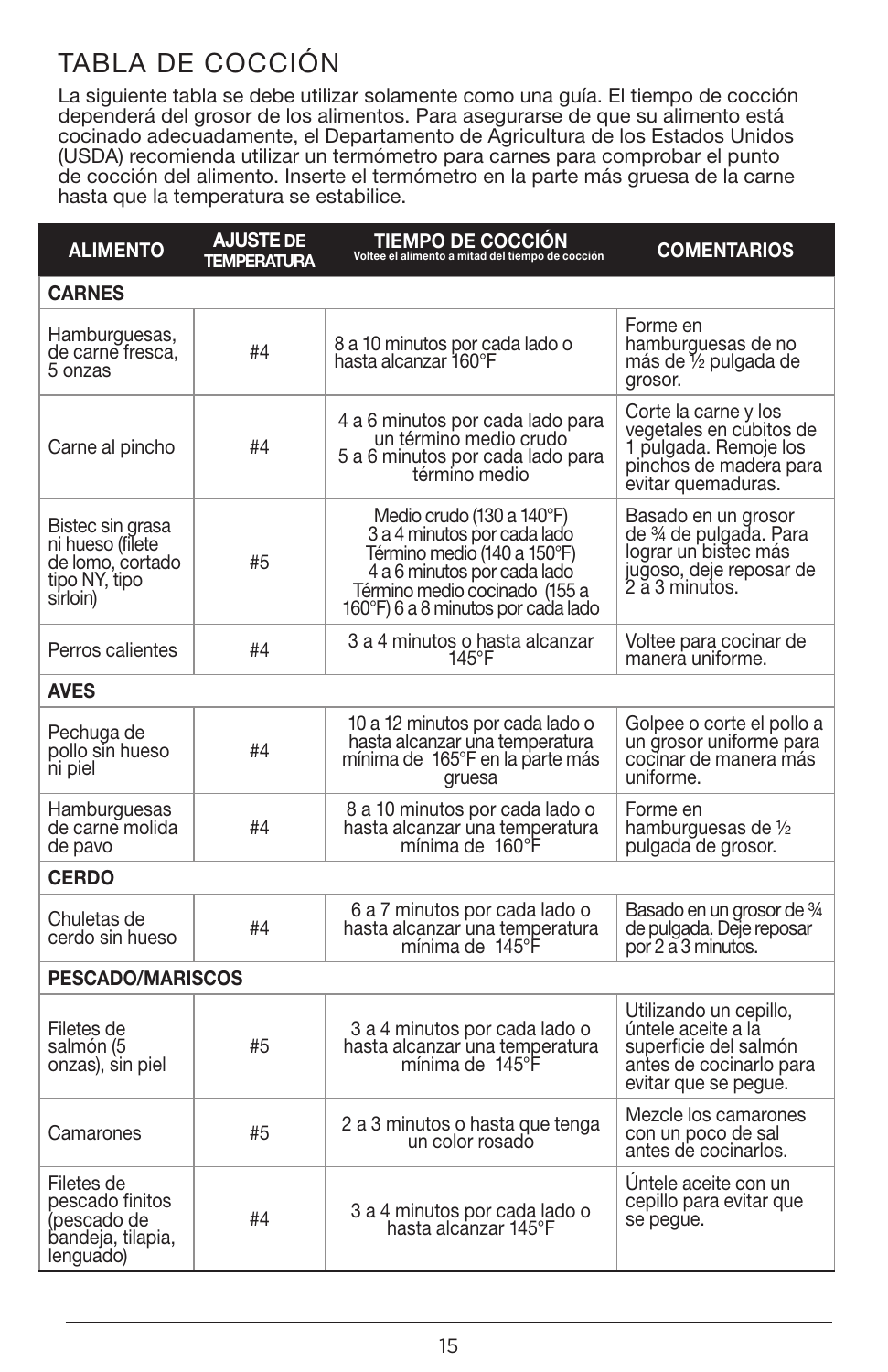# TABLA DE COCCIÓN

La siguiente tabla se debe utilizar solamente como una guía. El tiempo de cocción dependerá del grosor de los alimentos. Para asegurarse de que su alimento está cocinado adecuadamente, el Departamento de Agricultura de los Estados Unidos (USDA) recomienda utilizar un termómetro para carnes para comprobar el punto de cocción del alimento. Inserte el termómetro en la parte más gruesa de la carne hasta que la temperatura se estabilice.

| ALIMENTO | AJUSTE DE TEMPERATURA | TIEMPO DE COCCIÓN Voltee el alimento a mitad del tiempo de cocción | COMENTARIOS |
|---|---|---|---|
| **CARNES** | | | |
| Hamburguesas, de carne fresca, 5 onzas | #4 | 8 a 10 minutos por cada lado o hasta alcanzar 160°F | Forme en hamburguesas de no más de ½ pulgada de grosor. |
| Carne al pincho | #4 | 4 a 6 minutos por cada lado para un término medio crudo<br>5 a 6 minutos por cada lado para término medio | Corte la carne y los vegetales en cubitos de 1 pulgada. Remoje los pinchos de madera para evitar quemaduras. |
| Bistec sin grasa ni hueso (filete de lomo, cortado tipo NY, tipo sirloin) | #5 | Medio crudo (130 a 140°F) 3 a 4 minutos por cada lado<br>Término medio (140 a 150°F) 4 a 6 minutos por cada lado<br>Término medio cocinado (155 a 160°F) 6 a 8 minutos por cada lado | Basado en un grosor de ¾ de pulgada. Para lograr un bistec más jugoso, deje reposar de 2 a 3 minutos. |
| Perros calientes | #4 | 3 a 4 minutos o hasta alcanzar 145°F | Voltee para cocinar de manera uniforme. |
| **AVES** | | | |
| Pechuga de pollo sin hueso ni piel | #4 | 10 a 12 minutos por cada lado o hasta alcanzar una temperatura mínima de 165°F en la parte más gruesa | Golpee o corte el pollo a un grosor uniforme para cocinar de manera más uniforme. |
| Hamburguesas de carne molida de pavo | #4 | 8 a 10 minutos por cada lado o hasta alcanzar una temperatura mínima de 160°F | Forme en hamburguesas de ½ pulgada de grosor. |
| **CERDO** | | | |
| Chuletas de cerdo sin hueso | #4 | 6 a 7 minutos por cada lado o hasta alcanzar una temperatura mínima de 145°F | Basado en un grosor de ¾ de pulgada. Deje reposar por 2 a 3 minutos. |
| **PESCADO/MARISCOS** | | | |
| Filetes de salmón (5 onzas), sin piel | #5 | 3 a 4 minutos por cada lado o hasta alcanzar una temperatura mínima de 145°F | Utilizando un cepillo, úntele aceite a la superficie del salmón antes de cocinarlo para evitar que se pegue. |
| Camarones | #5 | 2 a 3 minutos o hasta que tenga un color rosado | Mezcle los camarones con un poco de sal antes de cocinarlos. |
| Filetes de pescado finitos (pescado de bandeja, tilapia, lenguado) | #4 | 3 a 4 minutos por cada lado o hasta alcanzar 145°F | Úntele aceite con un cepillo para evitar que se pegue. |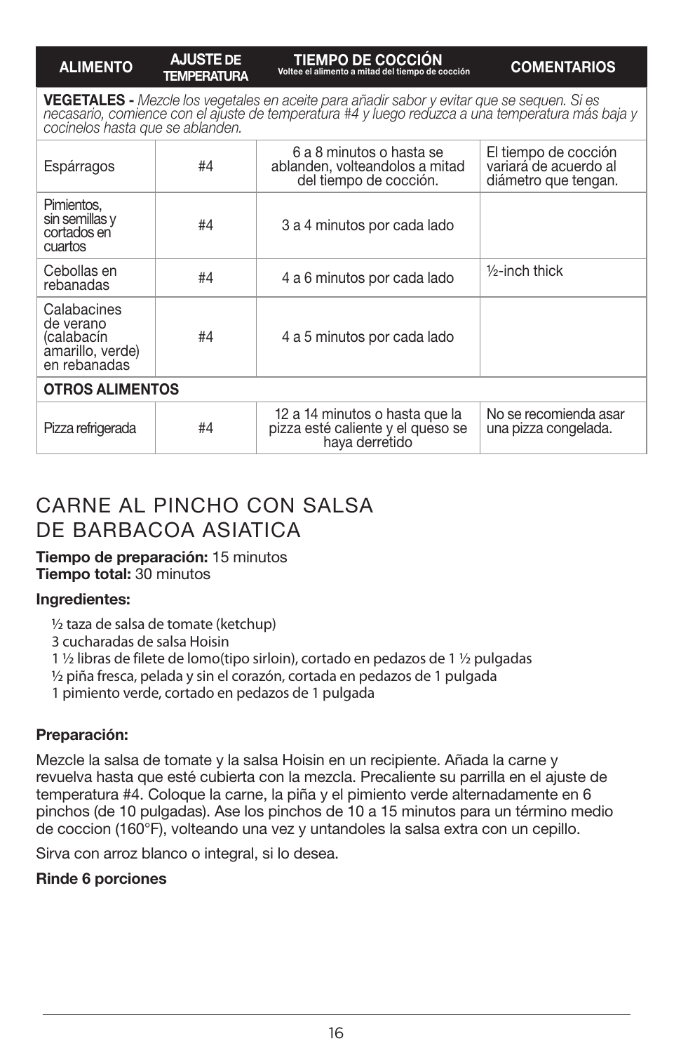| ALIMENTO | AJUSTE DE TEMPERATURA | TIEMPO DE COCCIÓN Voltee el alimento a mitad del tiempo de cocción | COMENTARIOS |
|---|---|---|---|
| **VEGETALES -** *Mezcle los vegetales en aceite para añadir sabor y evitar que se sequen. Si es necasario, comience con el ajuste de temperatura #4 y luego reduzca a una temperatura más baja y cocinelos hasta que se ablanden.* | | | |
| Espárragos | #4 | 6 a 8 minutos o hasta se ablanden, volteandolos a mitad del tiempo de cocción. | El tiempo de cocción variará de acuerdo al diámetro que tengan. |
| Pimientos, sin semillas y cortados en cuartos | #4 | 3 a 4 minutos por cada lado | |
| Cebollas en rebanadas | #4 | 4 a 6 minutos por cada lado | ½-inch thick |
| Calabacines de verano (calabacín amarillo, verde) en rebanadas | #4 | 4 a 5 minutos por cada lado | |
| **OTROS ALIMENTOS** | | | |
| Pizza refrigerada | #4 | 12 a 14 minutos o hasta que la pizza esté caliente y el queso se haya derretido | No se recomienda asar una pizza congelada. |

## CARNE AL PINCHO CON SALSA DE BARBACOA ASIATICA

**Tiempo de preparación:** 15 minutos
**Tiempo total:** 30 minutos

**Ingredientes:**

½ taza de salsa de tomate (ketchup)
3 cucharadas de salsa Hoisin
1 ½ libras de filete de lomo(tipo sirloin), cortado en pedazos de 1 ½ pulgadas
½ piña fresca, pelada y sin el corazón, cortada en pedazos de 1 pulgada
1 pimiento verde, cortado en pedazos de 1 pulgada

**Preparación:**

Mezcle la salsa de tomate y la salsa Hoisin en un recipiente. Añada la carne y revuelva hasta que esté cubierta con la mezcla. Precaliente su parrilla en el ajuste de temperatura #4. Coloque la carne, la piña y el pimiento verde alternadamente en 6 pinchos (de 10 pulgadas). Ase los pinchos de 10 a 15 minutos para un término medio de coccion (160°F), volteando una vez y untandoles la salsa extra con un cepillo.

Sirva con arroz blanco o integral, si lo desea.

**Rinde 6 porciones**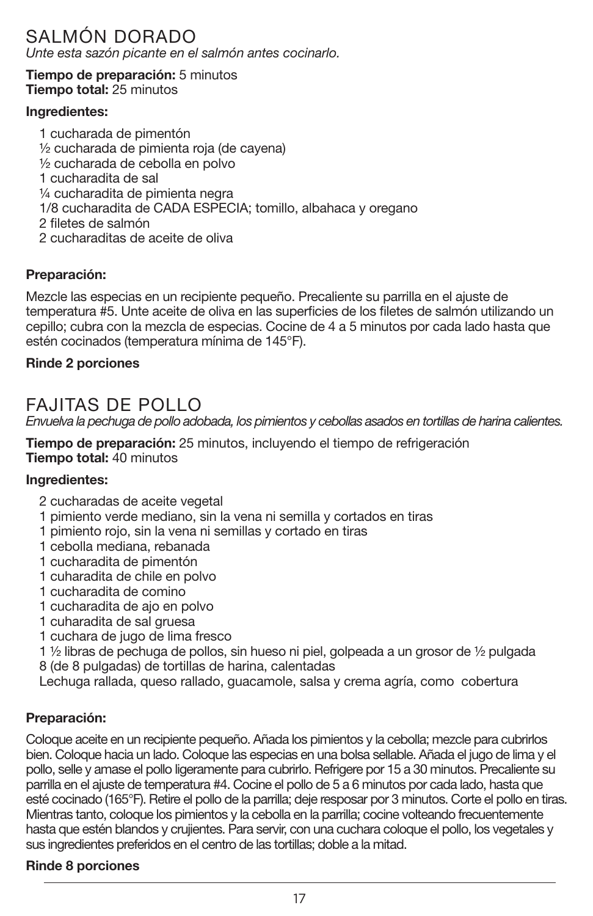# SALMÓN DORADO

*Unte esta sazón picante en el salmón antes cocinarlo.*

**Tiempo de preparación:** 5 minutos
**Tiempo total:** 25 minutos

**Ingredientes:**

- 1 cucharada de pimentón
- ½ cucharada de pimienta roja (de cayena)
- ½ cucharada de cebolla en polvo
- 1 cucharadita de sal
- ¼ cucharadita de pimienta negra
- 1/8 cucharadita de CADA ESPECIA; tomillo, albahaca y oregano
- 2 filetes de salmón
- 2 cucharaditas de aceite de oliva

**Preparación:**

Mezcle las especias en un recipiente pequeño. Precaliente su parrilla en el ajuste de temperatura #5. Unte aceite de oliva en las superficies de los filetes de salmón utilizando un cepillo; cubra con la mezcla de especias. Cocine de 4 a 5 minutos por cada lado hasta que estén cocinados (temperatura mínima de 145°F).

**Rinde 2 porciones**

# FAJITAS DE POLLO

*Envuelva la pechuga de pollo adobada, los pimientos y cebollas asados en tortillas de harina calientes.*

**Tiempo de preparación:** 25 minutos, incluyendo el tiempo de refrigeración
**Tiempo total:** 40 minutos

**Ingredientes:**

- 2 cucharadas de aceite vegetal
- 1 pimiento verde mediano, sin la vena ni semilla y cortados en tiras
- 1 pimiento rojo, sin la vena ni semillas y cortado en tiras
- 1 cebolla mediana, rebanada
- 1 cucharadita de pimentón
- 1 cuharadita de chile en polvo
- 1 cucharadita de comino
- 1 cucharadita de ajo en polvo
- 1 cuharadita de sal gruesa
- 1 cuchara de jugo de lima fresco
- 1 ½ libras de pechuga de pollos, sin hueso ni piel, golpeada a un grosor de ½ pulgada
- 8 (de 8 pulgadas) de tortillas de harina, calentadas
- Lechuga rallada, queso rallado, guacamole, salsa y crema agría, como cobertura

**Preparación:**

Coloque aceite en un recipiente pequeño. Añada los pimientos y la cebolla; mezcle para cubrirlos bien. Coloque hacia un lado. Coloque las especias en una bolsa sellable. Añada el jugo de lima y el pollo, selle y amase el pollo ligeramente para cubrirlo. Refrigere por 15 a 30 minutos. Precaliente su parrilla en el ajuste de temperatura #4. Cocine el pollo de 5 a 6 minutos por cada lado, hasta que esté cocinado (165°F). Retire el pollo de la parrilla; deje resposar por 3 minutos. Corte el pollo en tiras. Mientras tanto, coloque los pimientos y la cebolla en la parrilla; cocine volteando frecuentemente hasta que estén blandos y crujientes. Para servir, con una cuchara coloque el pollo, los vegetales y sus ingredientes preferidos en el centro de las tortillas; doble a la mitad.

**Rinde 8 porciones**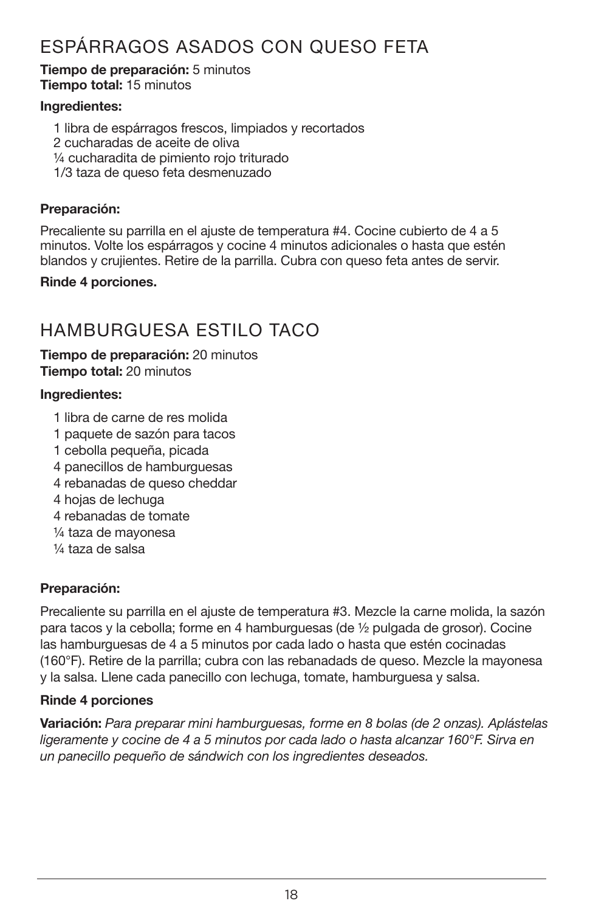## ESPÁRRAGOS ASADOS CON QUESO FETA

**Tiempo de preparación:** 5 minutos
**Tiempo total:** 15 minutos

**Ingredientes:**

1 libra de espárragos frescos, limpiados y recortados
2 cucharadas de aceite de oliva
¼ cucharadita de pimiento rojo triturado
1/3 taza de queso feta desmenuzado

**Preparación:**

Precaliente su parrilla en el ajuste de temperatura #4. Cocine cubierto de 4 a 5 minutos. Volte los espárragos y cocine 4 minutos adicionales o hasta que estén blandos y crujientes. Retire de la parrilla. Cubra con queso feta antes de servir.

**Rinde 4 porciones.**

## HAMBURGUESA ESTILO TACO

**Tiempo de preparación:** 20 minutos
**Tiempo total:** 20 minutos

**Ingredientes:**

1 libra de carne de res molida
1 paquete de sazón para tacos
1 cebolla pequeña, picada
4 panecillos de hamburguesas
4 rebanadas de queso cheddar
4 hojas de lechuga
4 rebanadas de tomate
¼ taza de mayonesa
¼ taza de salsa

**Preparación:**

Precaliente su parrilla en el ajuste de temperatura #3. Mezcle la carne molida, la sazón para tacos y la cebolla; forme en 4 hamburguesas (de ½ pulgada de grosor). Cocine las hamburguesas de 4 a 5 minutos por cada lado o hasta que estén cocinadas (160°F). Retire de la parrilla; cubra con las rebanadads de queso. Mezcle la mayonesa y la salsa. Llene cada panecillo con lechuga, tomate, hamburguesa y salsa.

**Rinde 4 porciones**

**Variación:** *Para preparar mini hamburguesas, forme en 8 bolas (de 2 onzas). Aplástelas ligeramente y cocine de 4 a 5 minutos por cada lado o hasta alcanzar 160°F. Sirva en un panecillo pequeño de sándwich con los ingredientes deseados.*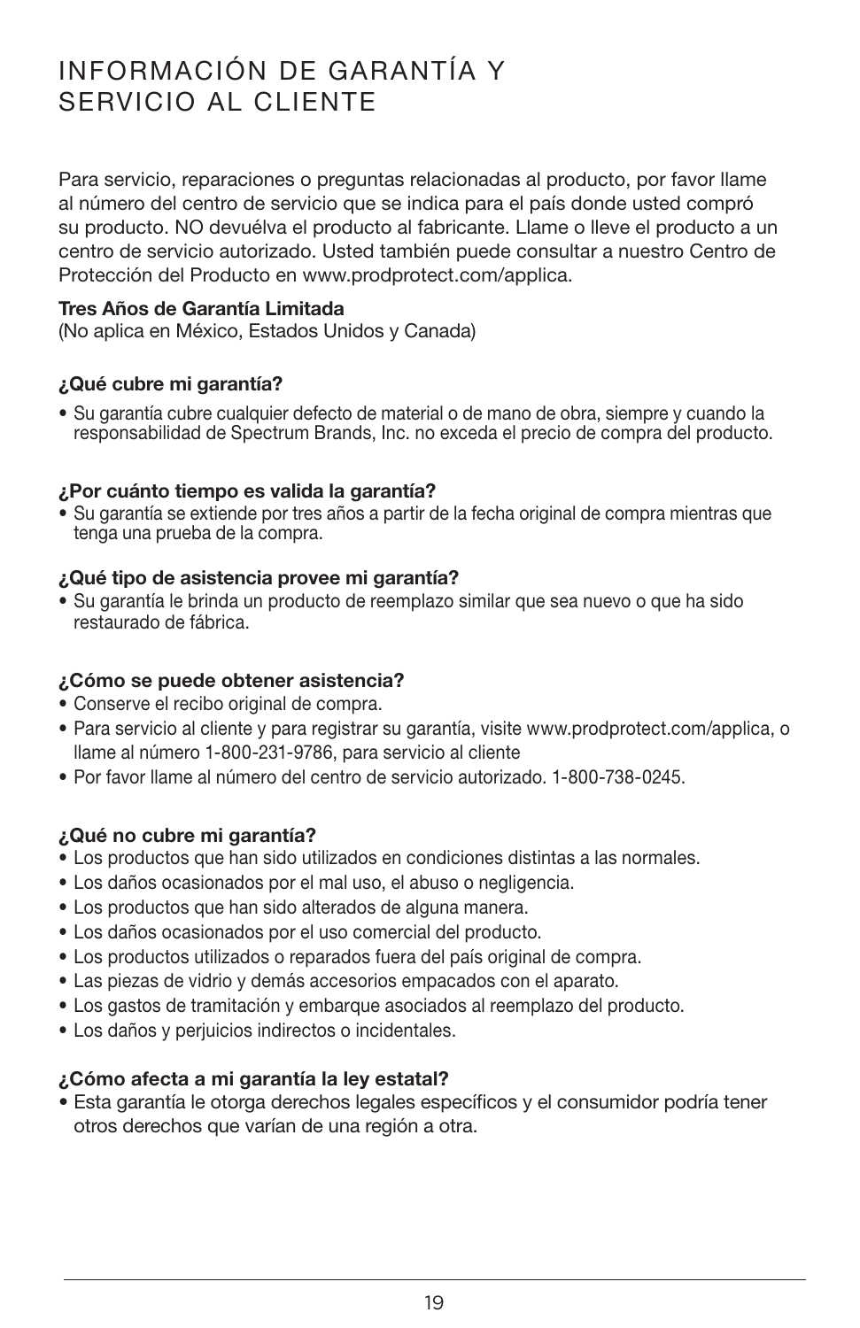# INFORMACIÓN DE GARANTÍA Y SERVICIO AL CLIENTE

Para servicio, reparaciones o preguntas relacionadas al producto, por favor llame al número del centro de servicio que se indica para el país donde usted compró su producto. NO devuélva el producto al fabricante. Llame o lleve el producto a un centro de servicio autorizado. Usted también puede consultar a nuestro Centro de Protección del Producto en www.prodprotect.com/applica.

**Tres Años de Garantía Limitada**
(No aplica en México, Estados Unidos y Canada)

**¿Qué cubre mi garantía?**

- Su garantía cubre cualquier defecto de material o de mano de obra, siempre y cuando la responsabilidad de Spectrum Brands, Inc. no exceda el precio de compra del producto.

**¿Por cuánto tiempo es valida la garantía?**

- Su garantía se extiende por tres años a partir de la fecha original de compra mientras que tenga una prueba de la compra.

**¿Qué tipo de asistencia provee mi garantía?**

- Su garantía le brinda un producto de reemplazo similar que sea nuevo o que ha sido restaurado de fábrica.

**¿Cómo se puede obtener asistencia?**

- Conserve el recibo original de compra.
- Para servicio al cliente y para registrar su garantía, visite www.prodprotect.com/applica, o llame al número 1-800-231-9786, para servicio al cliente
- Por favor llame al número del centro de servicio autorizado. 1-800-738-0245.

**¿Qué no cubre mi garantía?**

- Los productos que han sido utilizados en condiciones distintas a las normales.
- Los daños ocasionados por el mal uso, el abuso o negligencia.
- Los productos que han sido alterados de alguna manera.
- Los daños ocasionados por el uso comercial del producto.
- Los productos utilizados o reparados fuera del país original de compra.
- Las piezas de vidrio y demás accesorios empacados con el aparato.
- Los gastos de tramitación y embarque asociados al reemplazo del producto.
- Los daños y perjuicios indirectos o incidentales.

**¿Cómo afecta a mi garantía la ley estatal?**

- Esta garantía le otorga derechos legales específicos y el consumidor podría tener otros derechos que varían de una región a otra.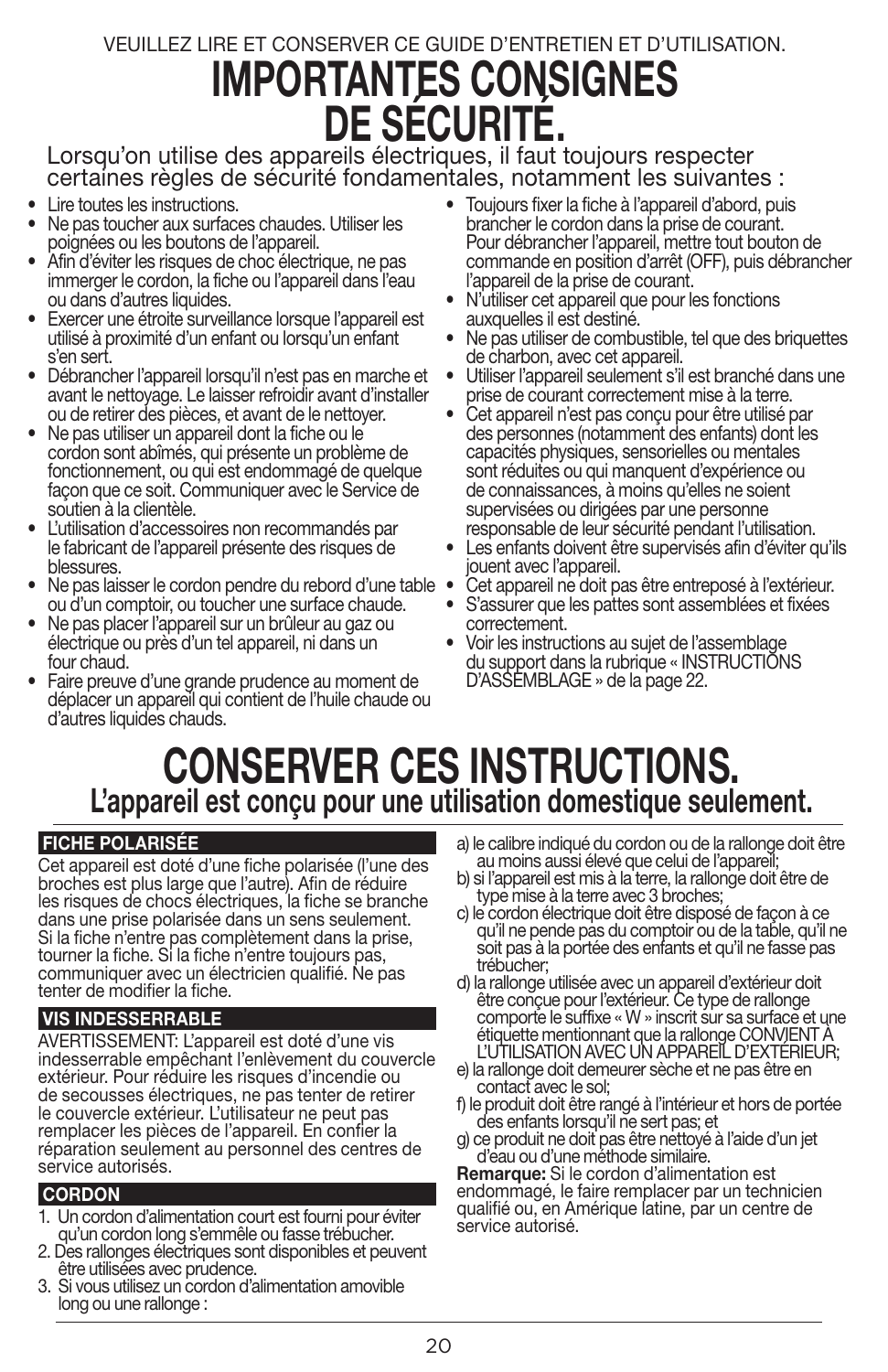VEUILLEZ LIRE ET CONSERVER CE GUIDE D'ENTRETIEN ET D'UTILISATION.

# IMPORTANTES CONSIGNES DE SÉCURITÉ.

Lorsqu'on utilise des appareils électriques, il faut toujours respecter certaines règles de sécurité fondamentales, notamment les suivantes :

- Lire toutes les instructions.
- Ne pas toucher aux surfaces chaudes. Utiliser les poignées ou les boutons de l'appareil.
- Afin d'éviter les risques de choc électrique, ne pas immerger le cordon, la fiche ou l'appareil dans l'eau ou dans d'autres liquides.
- Exercer une étroite surveillance lorsque l'appareil est utilisé à proximité d'un enfant ou lorsqu'un enfant s'en sert.
- Débrancher l'appareil lorsqu'il n'est pas en marche et avant le nettoyage. Le laisser refroidir avant d'installer ou de retirer des pièces, et avant de le nettoyer.
- Ne pas utiliser un appareil dont la fiche ou le cordon sont abîmés, qui présente un problème de fonctionnement, ou qui est endommagé de quelque façon que ce soit. Communiquer avec le Service de soutien à la clientèle.
- L'utilisation d'accessoires non recommandés par le fabricant de l'appareil présente des risques de blessures.
- Ne pas laisser le cordon pendre du rebord d'une table ou d'un comptoir, ou toucher une surface chaude.
- Ne pas placer l'appareil sur un brûleur au gaz ou électrique ou près d'un tel appareil, ni dans un four chaud.
- Faire preuve d'une grande prudence au moment de déplacer un appareil qui contient de l'huile chaude ou d'autres liquides chauds.
- Toujours fixer la fiche à l'appareil d'abord, puis brancher le cordon dans la prise de courant. Pour débrancher l'appareil, mettre tout bouton de commande en position d'arrêt (OFF), puis débrancher l'appareil de la prise de courant.
- N'utiliser cet appareil que pour les fonctions auxquelles il est destiné.
- Ne pas utiliser de combustible, tel que des briquettes de charbon, avec cet appareil.
- Utiliser l'appareil seulement s'il est branché dans une prise de courant correctement mise à la terre.
- Cet appareil n'est pas conçu pour être utilisé par des personnes (notamment des enfants) dont les capacités physiques, sensorielles ou mentales sont réduites ou qui manquent d'expérience ou de connaissances, à moins qu'elles ne soient supervisées ou dirigées par une personne responsable de leur sécurité pendant l'utilisation.
- Les enfants doivent être supervisés afin d'éviter qu'ils jouent avec l'appareil.
- Cet appareil ne doit pas être entreposé à l'extérieur.
- S'assurer que les pattes sont assemblées et fixées correctement.
- Voir les instructions au sujet de l'assemblage du support dans la rubrique « INSTRUCTIONS D'ASSEMBLAGE » de la page 22.

# CONSERVER CES INSTRUCTIONS.

## L'appareil est conçu pour une utilisation domestique seulement.

### FICHE POLARISÉE

Cet appareil est doté d'une fiche polarisée (l'une des broches est plus large que l'autre). Afin de réduire les risques de chocs électriques, la fiche se branche dans une prise polarisée dans un sens seulement. Si la fiche n'entre pas complètement dans la prise, tourner la fiche. Si la fiche n'entre toujours pas, communiquer avec un électricien qualifié. Ne pas tenter de modifier la fiche.

### VIS INDESSERRABLE

AVERTISSEMENT: L'appareil est doté d'une vis indesserrable empêchant l'enlèvement du couvercle extérieur. Pour réduire les risques d'incendie ou de secousses électriques, ne pas tenter de retirer le couvercle extérieur. L'utilisateur ne peut pas remplacer les pièces de l'appareil. En confier la réparation seulement au personnel des centres de service autorisés.

### CORDON

1. Un cordon d'alimentation court est fourni pour éviter qu'un cordon long s'emmêle ou fasse trébucher.
2. Des rallonges électriques sont disponibles et peuvent être utilisées avec prudence.
3. Si vous utilisez un cordon d'alimentation amovible long ou une rallonge :

a) le calibre indiqué du cordon ou de la rallonge doit être au moins aussi élevé que celui de l'appareil;

b) si l'appareil est mis à la terre, la rallonge doit être de type mise à la terre avec 3 broches;

c) le cordon électrique doit être disposé de façon à ce qu'il ne pende pas du comptoir ou de la table, qu'il ne soit pas à la portée des enfants et qu'il ne fasse pas trébucher;

d) la rallonge utilisée avec un appareil d'extérieur doit être conçue pour l'extérieur. Ce type de rallonge comporte le suffixe « W » inscrit sur sa surface et une étiquette mentionnant que la rallonge CONVIENT À L'UTILISATION AVEC UN APPAREIL D'EXTÉRIEUR;

e) la rallonge doit demeurer sèche et ne pas être en contact avec le sol;

f) le produit doit être rangé à l'intérieur et hors de portée des enfants lorsqu'il ne sert pas; et

g) ce produit ne doit pas être nettoyé à l'aide d'un jet d'eau ou d'une méthode similaire.

**Remarque:** Si le cordon d'alimentation est endommagé, le faire remplacer par un technicien qualifié ou, en Amérique latine, par un centre de service autorisé.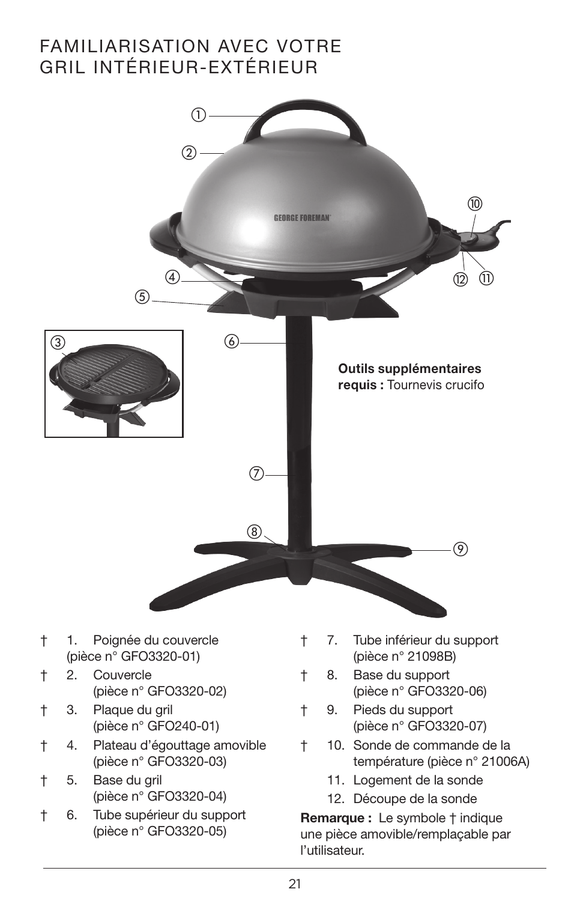# FAMILIARISATION AVEC VOTRE GRIL INTÉRIEUR-EXTÉRIEUR

**Outils supplémentaires requis :** Tournevis crucifo

- † 1. Poignée du couvercle (pièce n° GFO3320-01)
- † 2. Couvercle (pièce n° GFO3320-02)
- † 3. Plaque du gril (pièce n° GFO240-01)
- † 4. Plateau d'égouttage amovible (pièce n° GFO3320-03)
- † 5. Base du gril (pièce n° GFO3320-04)
- † 6. Tube supérieur du support (pièce n° GFO3320-05)
- † 7. Tube inférieur du support (pièce n° 21098B)
- † 8. Base du support (pièce n° GFO3320-06)
- † 9. Pieds du support (pièce n° GFO3320-07)
- † 10. Sonde de commande de la température (pièce n° 21006A)
- 11. Logement de la sonde
- 12. Découpe de la sonde

**Remarque :** Le symbole † indique une pièce amovible/remplaçable par l'utilisateur.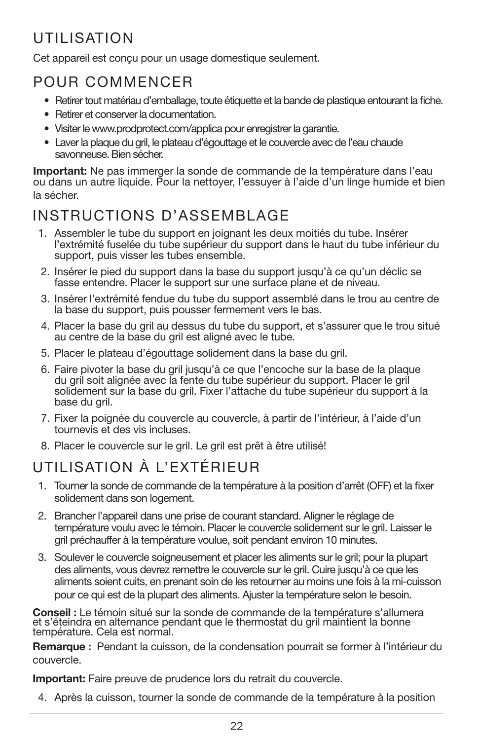## UTILISATION

Cet appareil est conçu pour un usage domestique seulement.

## POUR COMMENCER

- Retirer tout matériau d'emballage, toute étiquette et la bande de plastique entourant la fiche.
- Retirer et conserver la documentation.
- Visiter le www.prodprotect.com/applica pour enregistrer la garantie.
- Laver la plaque du gril, le plateau d'égouttage et le couvercle avec de l'eau chaude savonneuse. Bien sécher.

**Important:** Ne pas immerger la sonde de commande de la température dans l'eau ou dans un autre liquide. Pour la nettoyer, l'essuyer à l'aide d'un linge humide et bien la sécher.

## INSTRUCTIONS D'ASSEMBLAGE

1. Assembler le tube du support en joignant les deux moitiés du tube. Insérer l'extrémité fuselée du tube supérieur du support dans le haut du tube inférieur du support, puis visser les tubes ensemble.
2. Insérer le pied du support dans la base du support jusqu'à ce qu'un déclic se fasse entendre. Placer le support sur une surface plane et de niveau.
3. Insérer l'extrémité fendue du tube du support assemblé dans le trou au centre de la base du support, puis pousser fermement vers le bas.
4. Placer la base du gril au dessus du tube du support, et s'assurer que le trou situé au centre de la base du gril est aligné avec le tube.
5. Placer le plateau d'égouttage solidement dans la base du gril.
6. Faire pivoter la base du gril jusqu'à ce que l'encoche sur la base de la plaque du gril soit alignée avec la fente du tube supérieur du support. Placer le gril solidement sur la base du gril. Fixer l'attache du tube supérieur du support à la base du gril.
7. Fixer la poignée du couvercle au couvercle, à partir de l'intérieur, à l'aide d'un tournevis et des vis incluses.
8. Placer le couvercle sur le gril. Le gril est prêt à être utilisé!

## UTILISATION À L'EXTÉRIEUR

1. Tourner la sonde de commande de la température à la position d'arrêt (OFF) et la fixer solidement dans son logement.
2. Brancher l'appareil dans une prise de courant standard. Aligner le réglage de température voulu avec le témoin. Placer le couvercle solidement sur le gril. Laisser le gril préchauffer à la température voulue, soit pendant environ 10 minutes.
3. Soulever le couvercle soigneusement et placer les aliments sur le gril; pour la plupart des aliments, vous devrez remettre le couvercle sur le gril. Cuire jusqu'à ce que les aliments soient cuits, en prenant soin de les retourner au moins une fois à la mi-cuisson pour ce qui est de la plupart des aliments. Ajuster la température selon le besoin.

**Conseil :** Le témoin situé sur la sonde de commande de la température s'allumera et s'éteindra en alternance pendant que le thermostat du gril maintient la bonne température. Cela est normal.

**Remarque :** Pendant la cuisson, de la condensation pourrait se former à l'intérieur du couvercle.

**Important:** Faire preuve de prudence lors du retrait du couvercle.

4. Après la cuisson, tourner la sonde de commande de la température à la position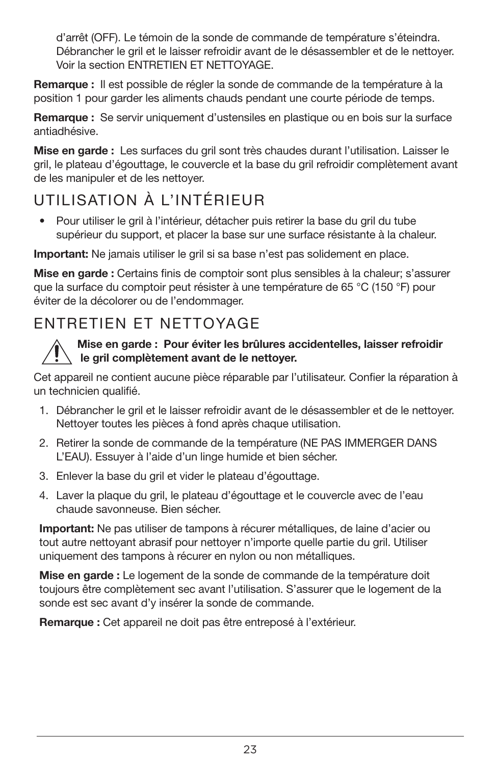d'arrêt (OFF). Le témoin de la sonde de commande de température s'éteindra. Débrancher le gril et le laisser refroidir avant de le désassembler et de le nettoyer. Voir la section ENTRETIEN ET NETTOYAGE.

**Remarque :** Il est possible de régler la sonde de commande de la température à la position 1 pour garder les aliments chauds pendant une courte période de temps.

**Remarque :** Se servir uniquement d'ustensiles en plastique ou en bois sur la surface antiadhésive.

**Mise en garde :** Les surfaces du gril sont très chaudes durant l'utilisation. Laisser le gril, le plateau d'égouttage, le couvercle et la base du gril refroidir complètement avant de les manipuler et de les nettoyer.

## UTILISATION À L'INTÉRIEUR

- Pour utiliser le gril à l'intérieur, détacher puis retirer la base du gril du tube supérieur du support, et placer la base sur une surface résistante à la chaleur.

**Important:** Ne jamais utiliser le gril si sa base n'est pas solidement en place.

**Mise en garde :** Certains finis de comptoir sont plus sensibles à la chaleur; s'assurer que la surface du comptoir peut résister à une température de 65 °C (150 °F) pour éviter de la décolorer ou de l'endommager.

## ENTRETIEN ET NETTOYAGE

⚠ **Mise en garde : Pour éviter les brûlures accidentelles, laisser refroidir le gril complètement avant de le nettoyer.**

Cet appareil ne contient aucune pièce réparable par l'utilisateur. Confier la réparation à un technicien qualifié.

1. Débrancher le gril et le laisser refroidir avant de le désassembler et de le nettoyer. Nettoyer toutes les pièces à fond après chaque utilisation.
2. Retirer la sonde de commande de la température (NE PAS IMMERGER DANS L'EAU). Essuyer à l'aide d'un linge humide et bien sécher.
3. Enlever la base du gril et vider le plateau d'égouttage.
4. Laver la plaque du gril, le plateau d'égouttage et le couvercle avec de l'eau chaude savonneuse. Bien sécher.

**Important:** Ne pas utiliser de tampons à récurer métalliques, de laine d'acier ou tout autre nettoyant abrasif pour nettoyer n'importe quelle partie du gril. Utiliser uniquement des tampons à récurer en nylon ou non métalliques.

**Mise en garde :** Le logement de la sonde de commande de la température doit toujours être complètement sec avant l'utilisation. S'assurer que le logement de la sonde est sec avant d'y insérer la sonde de commande.

**Remarque :** Cet appareil ne doit pas être entreposé à l'extérieur.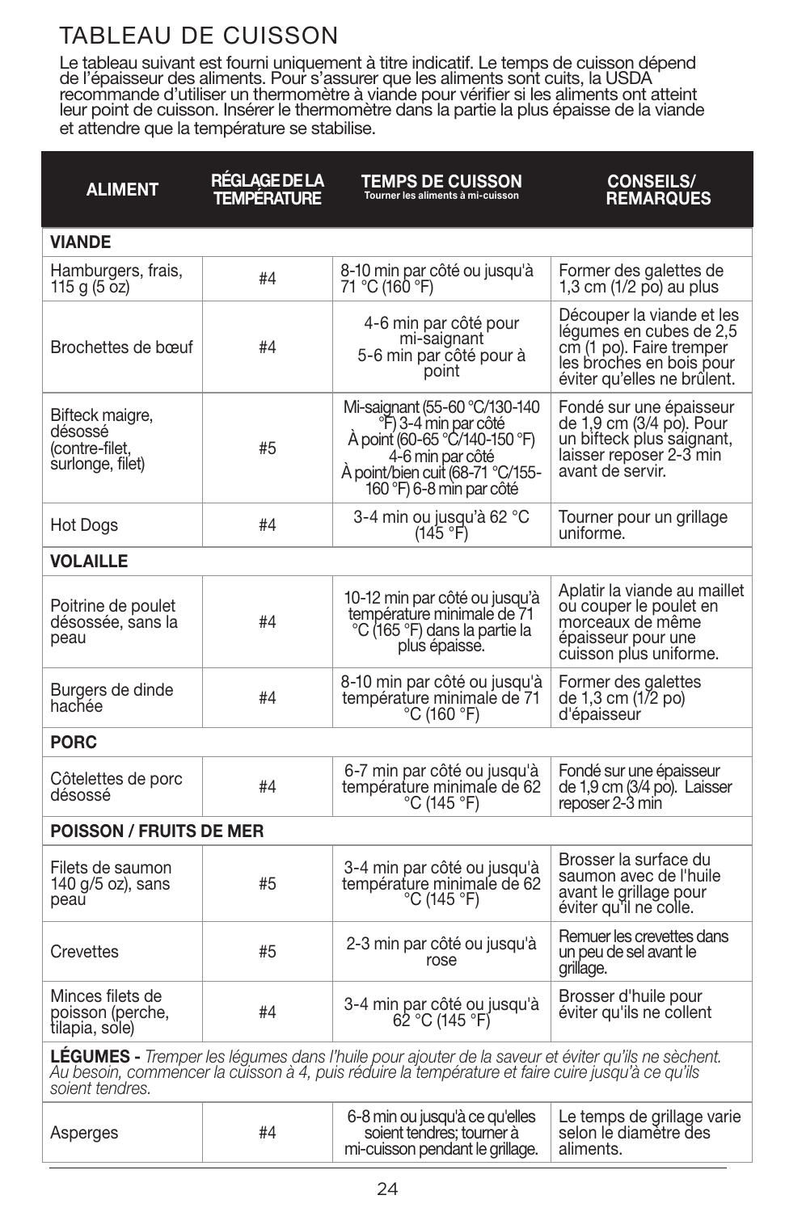# TABLEAU DE CUISSON

Le tableau suivant est fourni uniquement à titre indicatif. Le temps de cuisson dépend de l'épaisseur des aliments. Pour s'assurer que les aliments sont cuits, la USDA recommande d'utiliser un thermomètre à viande pour vérifier si les aliments ont atteint leur point de cuisson. Insérer le thermomètre dans la partie la plus épaisse de la viande et attendre que la température se stabilise.

| ALIMENT | RÉGLAGE DE LA TEMPÉRATURE | TEMPS DE CUISSON Tourner les aliments à mi-cuisson | CONSEILS/ REMARQUES |
|---|---|---|---|
| **VIANDE** | | | |
| Hamburgers, frais, 115 g (5 oz) | #4 | 8-10 min par côté ou jusqu'à 71 °C (160 °F) | Former des galettes de 1,3 cm (1/2 po) au plus |
| Brochettes de bœuf | #4 | 4-6 min par côté pour mi-saignant<br>5-6 min par côté pour à point | Découper la viande et les légumes en cubes de 2,5 cm (1 po). Faire tremper les broches en bois pour éviter qu'elles ne brûlent. |
| Bifteck maigre, désossé (contre-filet, surlonge, filet) | #5 | Mi-saignant (55-60 °C/130-140 °F) 3-4 min par côté<br>À point (60-65 °C/140-150 °F) 4-6 min par côté<br>À point/bien cuit (68-71 °C/155-160 °F) 6-8 min par côté | Fondé sur une épaisseur de 1,9 cm (3/4 po). Pour un bifteck plus saignant, laisser reposer 2-3 min avant de servir. |
| Hot Dogs | #4 | 3-4 min ou jusqu'à 62 °C (145 °F) | Tourner pour un grillage uniforme. |
| **VOLAILLE** | | | |
| Poitrine de poulet désossée, sans la peau | #4 | 10-12 min par côté ou jusqu'à température minimale de 71 °C (165 °F) dans la partie la plus épaisse. | Aplatir la viande au maillet ou couper le poulet en morceaux de même épaisseur pour une cuisson plus uniforme. |
| Burgers de dinde hachée | #4 | 8-10 min par côté ou jusqu'à température minimale de 71 °C (160 °F) | Former des galettes de 1,3 cm (1/2 po) d'épaisseur |
| **PORC** | | | |
| Côtelettes de porc désossé | #4 | 6-7 min par côté ou jusqu'à température minimale de 62 °C (145 °F) | Fondé sur une épaisseur de 1,9 cm (3/4 po). Laisser reposer 2-3 min |
| **POISSON / FRUITS DE MER** | | | |
| Filets de saumon 140 g/5 oz), sans peau | #5 | 3-4 min par côté ou jusqu'à température minimale de 62 °C (145 °F) | Brosser la surface du saumon avec de l'huile avant le grillage pour éviter qu'il ne colle. |
| Crevettes | #5 | 2-3 min par côté ou jusqu'à rose | Remuer les crevettes dans un peu de sel avant le grillage. |
| Minces filets de poisson (perche, tilapia, sole) | #4 | 3-4 min par côté ou jusqu'à 62 °C (145 °F) | Brosser d'huile pour éviter qu'ils ne collent |
| **LÉGUMES -** *Tremper les légumes dans l'huile pour ajouter de la saveur et éviter qu'ils ne sèchent. Au besoin, commencer la cuisson à 4, puis réduire la température et faire cuire jusqu'à ce qu'ils soient tendres.* | | | |
| Asperges | #4 | 6-8 min ou jusqu'à ce qu'elles soient tendres; tourner à mi-cuisson pendant le grillage. | Le temps de grillage varie selon le diamètre des aliments. |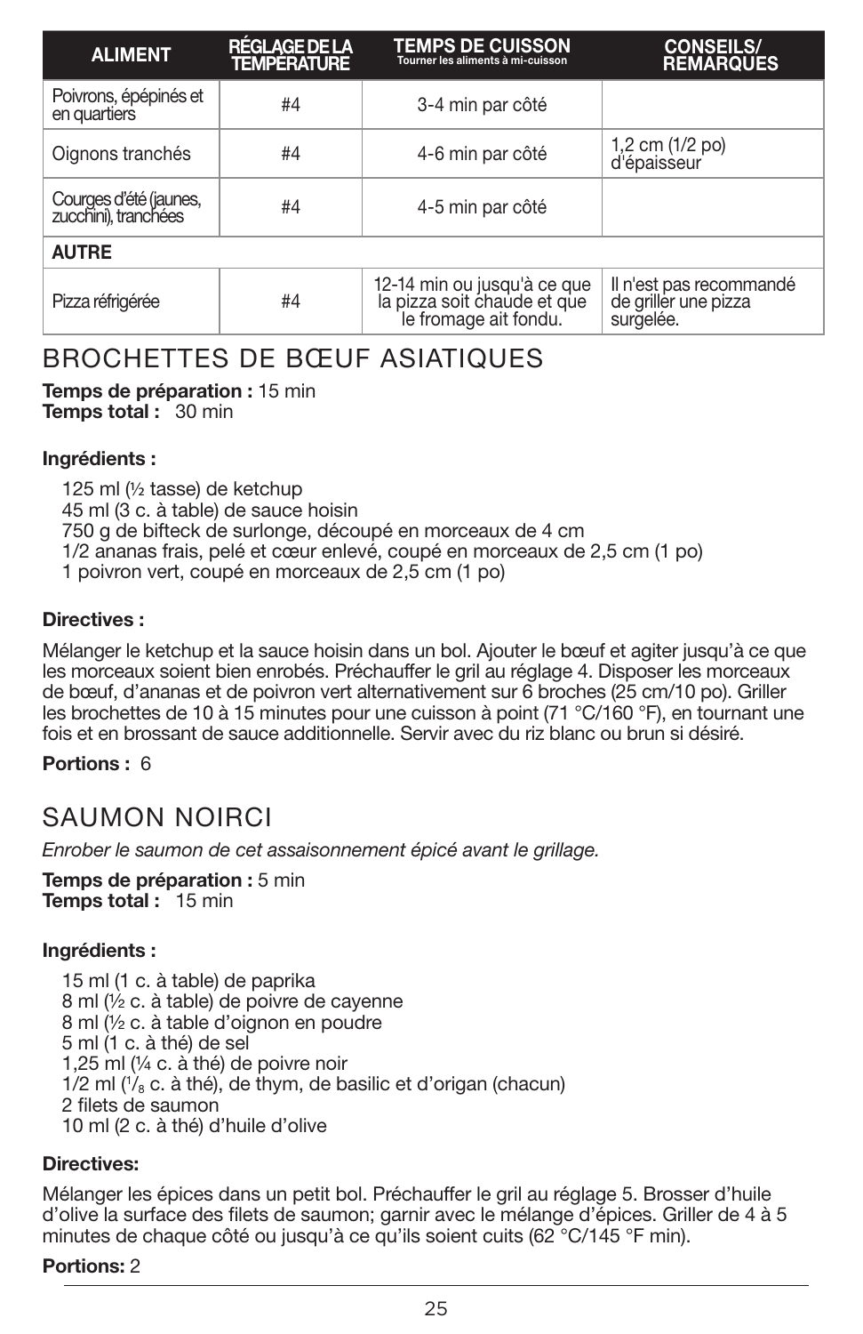| ALIMENT | RÉGLAGE DE LA TEMPÉRATURE | TEMPS DE CUISSON Tourner les aliments à mi-cuisson | CONSEILS/ REMARQUES |
|---|---|---|---|
| Poivrons, épépinés et en quartiers | #4 | 3-4 min par côté | |
| Oignons tranchés | #4 | 4-6 min par côté | 1,2 cm (1/2 po) d'épaisseur |
| Courges d'été (jaunes, zucchini), tranchées | #4 | 4-5 min par côté | |
| **AUTRE** | | | |
| Pizza réfrigérée | #4 | 12-14 min ou jusqu'à ce que la pizza soit chaude et que le fromage ait fondu. | Il n'est pas recommandé de griller une pizza surgelée. |

## BROCHETTES DE BŒUF ASIATIQUES

**Temps de préparation :** 15 min
**Temps total :** 30 min

**Ingrédients :**

125 ml (½ tasse) de ketchup
45 ml (3 c. à table) de sauce hoisin
750 g de bifteck de surlonge, découpé en morceaux de 4 cm
1/2 ananas frais, pelé et cœur enlevé, coupé en morceaux de 2,5 cm (1 po)
1 poivron vert, coupé en morceaux de 2,5 cm (1 po)

**Directives :**

Mélanger le ketchup et la sauce hoisin dans un bol. Ajouter le bœuf et agiter jusqu'à ce que les morceaux soient bien enrobés. Préchauffer le gril au réglage 4. Disposer les morceaux de bœuf, d'ananas et de poivron vert alternativement sur 6 broches (25 cm/10 po). Griller les brochettes de 10 à 15 minutes pour une cuisson à point (71 °C/160 °F), en tournant une fois et en brossant de sauce additionnelle. Servir avec du riz blanc ou brun si désiré.

**Portions :** 6

## SAUMON NOIRCI

*Enrober le saumon de cet assaisonnement épicé avant le grillage.*

**Temps de préparation :** 5 min
**Temps total :** 15 min

**Ingrédients :**

15 ml (1 c. à table) de paprika
8 ml (½ c. à table) de poivre de cayenne
8 ml (½ c. à table d'oignon en poudre
5 ml (1 c. à thé) de sel
1,25 ml (¼ c. à thé) de poivre noir
1/2 ml (1/8 c. à thé), de thym, de basilic et d'origan (chacun)
2 filets de saumon
10 ml (2 c. à thé) d'huile d'olive

**Directives:**

Mélanger les épices dans un petit bol. Préchauffer le gril au réglage 5. Brosser d'huile d'olive la surface des filets de saumon; garnir avec le mélange d'épices. Griller de 4 à 5 minutes de chaque côté ou jusqu'à ce qu'ils soient cuits (62 °C/145 °F min).

**Portions:** 2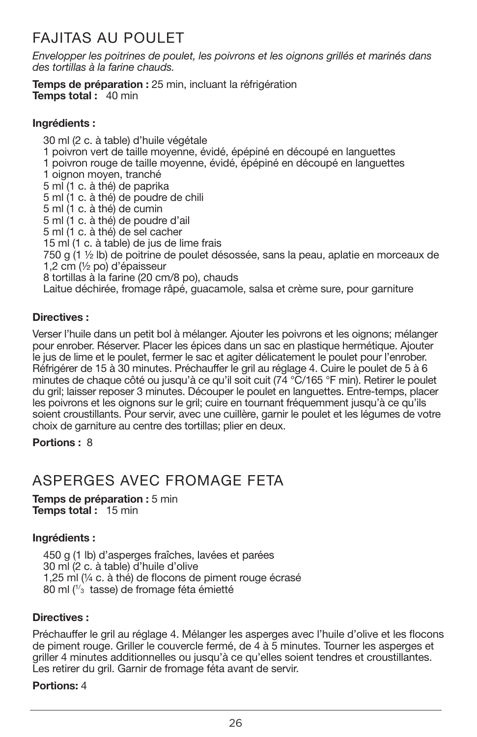## FAJITAS AU POULET

*Envelopper les poitrines de poulet, les poivrons et les oignons grillés et marinés dans des tortillas à la farine chauds.*

**Temps de préparation :** 25 min, incluant la réfrigération
**Temps total :** 40 min

**Ingrédients :**

30 ml (2 c. à table) d'huile végétale
1 poivron vert de taille moyenne, évidé, épépiné en découpé en languettes
1 poivron rouge de taille moyenne, évidé, épépiné en découpé en languettes
1 oignon moyen, tranché
5 ml (1 c. à thé) de paprika
5 ml (1 c. à thé) de poudre de chili
5 ml (1 c. à thé) de cumin
5 ml (1 c. à thé) de poudre d'ail
5 ml (1 c. à thé) de sel cacher
15 ml (1 c. à table) de jus de lime frais
750 g (1 ½ lb) de poitrine de poulet désossée, sans la peau, aplatie en morceaux de 1,2 cm (½ po) d'épaisseur
8 tortillas à la farine (20 cm/8 po), chauds
Laitue déchirée, fromage râpé, guacamole, salsa et crème sure, pour garniture

**Directives :**

Verser l'huile dans un petit bol à mélanger. Ajouter les poivrons et les oignons; mélanger pour enrober. Réserver. Placer les épices dans un sac en plastique hermétique. Ajouter le jus de lime et le poulet, fermer le sac et agiter délicatement le poulet pour l'enrober. Réfrigérer de 15 à 30 minutes. Préchauffer le gril au réglage 4. Cuire le poulet de 5 à 6 minutes de chaque côté ou jusqu'à ce qu'il soit cuit (74 °C/165 °F min). Retirer le poulet du gril; laisser reposer 3 minutes. Découper le poulet en languettes. Entre-temps, placer les poivrons et les oignons sur le gril; cuire en tournant fréquemment jusqu'à ce qu'ils soient croustillants. Pour servir, avec une cuillère, garnir le poulet et les légumes de votre choix de garniture au centre des tortillas; plier en deux.

**Portions :** 8

## ASPERGES AVEC FROMAGE FETA

**Temps de préparation :** 5 min
**Temps total :** 15 min

**Ingrédients :**

450 g (1 lb) d'asperges fraîches, lavées et parées
30 ml (2 c. à table) d'huile d'olive
1,25 ml (¼ c. à thé) de flocons de piment rouge écrasé
80 ml (⅓ tasse) de fromage féta émietté

**Directives :**

Préchauffer le gril au réglage 4. Mélanger les asperges avec l'huile d'olive et les flocons de piment rouge. Griller le couvercle fermé, de 4 à 5 minutes. Tourner les asperges et griller 4 minutes additionnelles ou jusqu'à ce qu'elles soient tendres et croustillantes. Les retirer du gril. Garnir de fromage féta avant de servir.

**Portions:** 4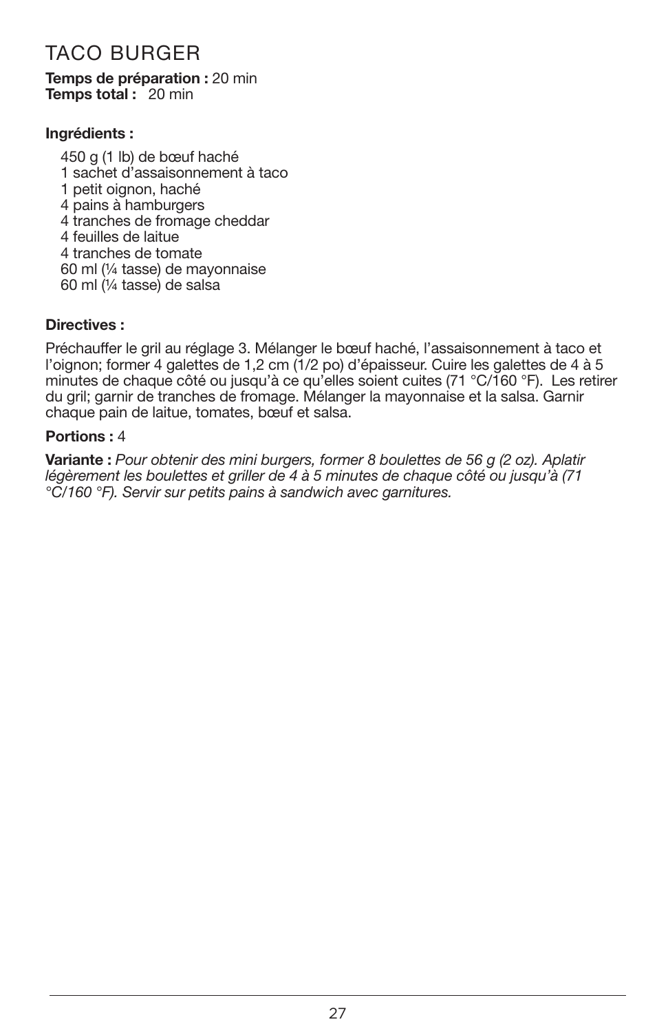# TACO BURGER

**Temps de préparation :** 20 min
**Temps total :** 20 min

**Ingrédients :**

- 450 g (1 lb) de bœuf haché
- 1 sachet d'assaisonnement à taco
- 1 petit oignon, haché
- 4 pains à hamburgers
- 4 tranches de fromage cheddar
- 4 feuilles de laitue
- 4 tranches de tomate
- 60 ml (¼ tasse) de mayonnaise
- 60 ml (¼ tasse) de salsa

**Directives :**

Préchauffer le gril au réglage 3. Mélanger le bœuf haché, l'assaisonnement à taco et l'oignon; former 4 galettes de 1,2 cm (1/2 po) d'épaisseur. Cuire les galettes de 4 à 5 minutes de chaque côté ou jusqu'à ce qu'elles soient cuites (71 °C/160 °F). Les retirer du gril; garnir de tranches de fromage. Mélanger la mayonnaise et la salsa. Garnir chaque pain de laitue, tomates, bœuf et salsa.

**Portions :** 4

**Variante :** *Pour obtenir des mini burgers, former 8 boulettes de 56 g (2 oz). Aplatir légèrement les boulettes et griller de 4 à 5 minutes de chaque côté ou jusqu'à (71 °C/160 °F). Servir sur petits pains à sandwich avec garnitures.*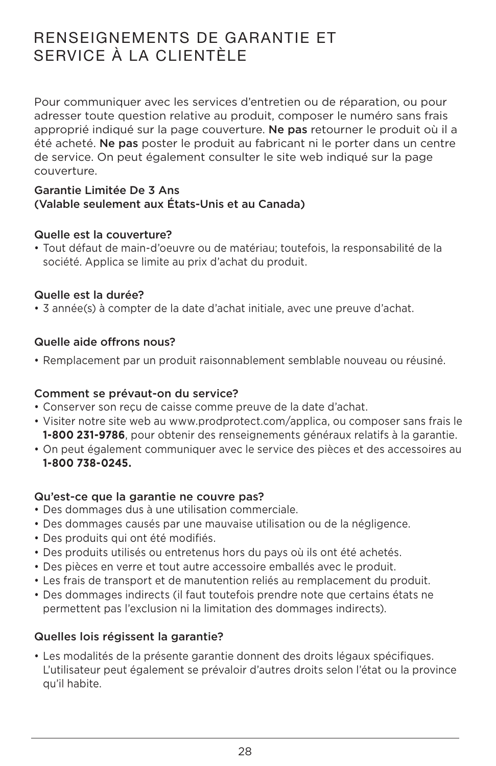# RENSEIGNEMENTS DE GARANTIE ET SERVICE À LA CLIENTÈLE

Pour communiquer avec les services d'entretien ou de réparation, ou pour adresser toute question relative au produit, composer le numéro sans frais approprié indiqué sur la page couverture. **Ne pas** retourner le produit où il a été acheté. **Ne pas** poster le produit au fabricant ni le porter dans un centre de service. On peut également consulter le site web indiqué sur la page couverture.

**Garantie Limitée De 3 Ans**
**(Valable seulement aux États-Unis et au Canada)**

**Quelle est la couverture?**

- Tout défaut de main-d'oeuvre ou de matériau; toutefois, la responsabilité de la société. Applica se limite au prix d'achat du produit.

**Quelle est la durée?**

- 3 année(s) à compter de la date d'achat initiale, avec une preuve d'achat.

**Quelle aide offrons nous?**

- Remplacement par un produit raisonnablement semblable nouveau ou réusiné.

**Comment se prévaut-on du service?**

- Conserver son reçu de caisse comme preuve de la date d'achat.
- Visiter notre site web au www.prodprotect.com/applica, ou composer sans frais le **1-800 231-9786**, pour obtenir des renseignements généraux relatifs à la garantie.
- On peut également communiquer avec le service des pièces et des accessoires au **1-800 738-0245.**

**Qu'est-ce que la garantie ne couvre pas?**

- Des dommages dus à une utilisation commerciale.
- Des dommages causés par une mauvaise utilisation ou de la négligence.
- Des produits qui ont été modifiés.
- Des produits utilisés ou entretenus hors du pays où ils ont été achetés.
- Des pièces en verre et tout autre accessoire emballés avec le produit.
- Les frais de transport et de manutention reliés au remplacement du produit.
- Des dommages indirects (il faut toutefois prendre note que certains états ne permettent pas l'exclusion ni la limitation des dommages indirects).

**Quelles lois régissent la garantie?**

- Les modalités de la présente garantie donnent des droits légaux spécifiques. L'utilisateur peut également se prévaloir d'autres droits selon l'état ou la province qu'il habite.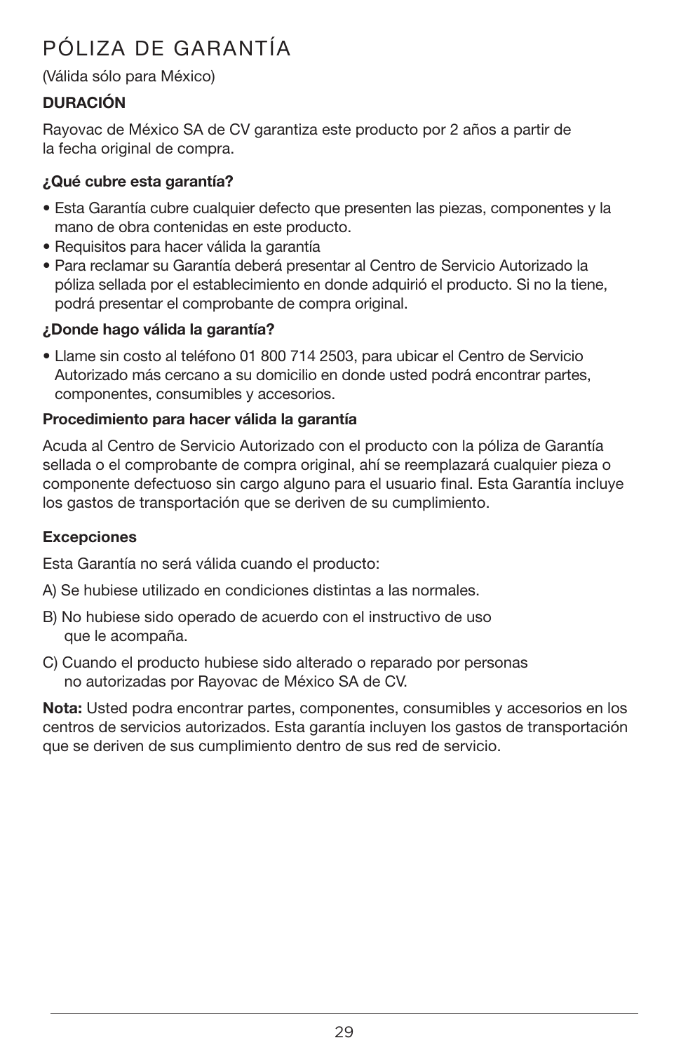# PÓLIZA DE GARANTÍA

(Válida sólo para México)

**DURACIÓN**

Rayovac de México SA de CV garantiza este producto por 2 años a partir de la fecha original de compra.

**¿Qué cubre esta garantía?**

- Esta Garantía cubre cualquier defecto que presenten las piezas, componentes y la mano de obra contenidas en este producto.
- Requisitos para hacer válida la garantía
- Para reclamar su Garantía deberá presentar al Centro de Servicio Autorizado la póliza sellada por el establecimiento en donde adquirió el producto. Si no la tiene, podrá presentar el comprobante de compra original.

**¿Donde hago válida la garantía?**

- Llame sin costo al teléfono 01 800 714 2503, para ubicar el Centro de Servicio Autorizado más cercano a su domicilio en donde usted podrá encontrar partes, componentes, consumibles y accesorios.

**Procedimiento para hacer válida la garantía**

Acuda al Centro de Servicio Autorizado con el producto con la póliza de Garantía sellada o el comprobante de compra original, ahí se reemplazará cualquier pieza o componente defectuoso sin cargo alguno para el usuario final. Esta Garantía incluye los gastos de transportación que se deriven de su cumplimiento.

**Excepciones**

Esta Garantía no será válida cuando el producto:

A) Se hubiese utilizado en condiciones distintas a las normales.

B) No hubiese sido operado de acuerdo con el instructivo de uso que le acompaña.

C) Cuando el producto hubiese sido alterado o reparado por personas no autorizadas por Rayovac de México SA de CV.

**Nota:** Usted podra encontrar partes, componentes, consumibles y accesorios en los centros de servicios autorizados. Esta garantía incluyen los gastos de transportación que se deriven de sus cumplimiento dentro de sus red de servicio.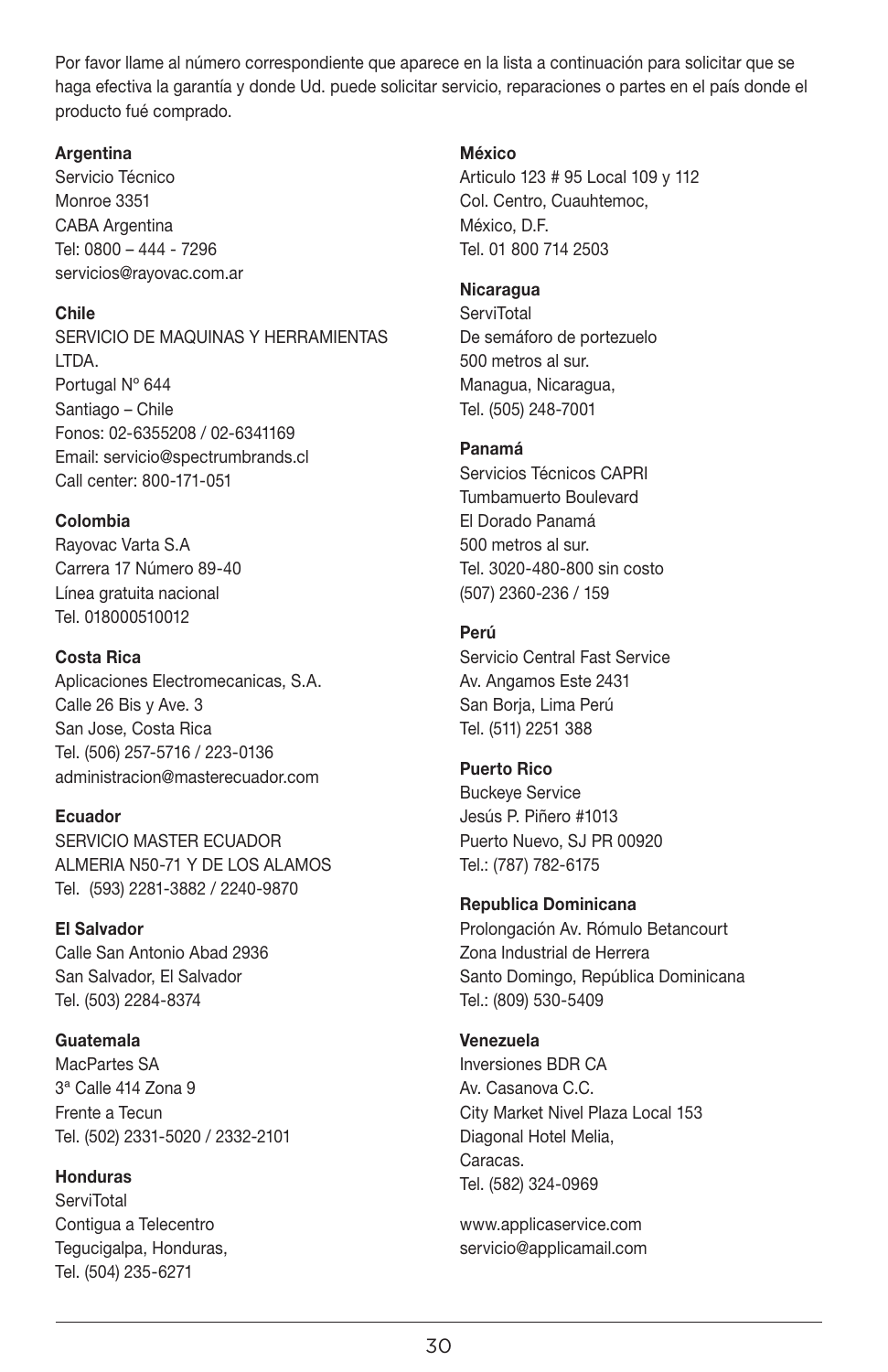Por favor llame al número correspondiente que aparece en la lista a continuación para solicitar que se haga efectiva la garantía y donde Ud. puede solicitar servicio, reparaciones o partes en el país donde el producto fué comprado.

**Argentina**
Servicio Técnico
Monroe 3351
CABA Argentina
Tel: 0800 – 444 - 7296
servicios@rayovac.com.ar

**Chile**
SERVICIO DE MAQUINAS Y HERRAMIENTAS LTDA.
Portugal Nº 644
Santiago – Chile
Fonos: 02-6355208 / 02-6341169
Email: servicio@spectrumbrands.cl
Call center: 800-171-051

**Colombia**
Rayovac Varta S.A
Carrera 17 Número 89-40
Línea gratuita nacional
Tel. 018000510012

**Costa Rica**
Aplicaciones Electromecanicas, S.A.
Calle 26 Bis y Ave. 3
San Jose, Costa Rica
Tel. (506) 257-5716 / 223-0136
administracion@masterecuador.com

**Ecuador**
SERVICIO MASTER ECUADOR
ALMERIA N50-71 Y DE LOS ALAMOS
Tel. (593) 2281-3882 / 2240-9870

**El Salvador**
Calle San Antonio Abad 2936
San Salvador, El Salvador
Tel. (503) 2284-8374

**Guatemala**
MacPartes SA
3ª Calle 414 Zona 9
Frente a Tecun
Tel. (502) 2331-5020 / 2332-2101

**Honduras**
ServiTotal
Contigua a Telecentro
Tegucigalpa, Honduras,
Tel. (504) 235-6271

**México**
Articulo 123 # 95 Local 109 y 112
Col. Centro, Cuauhtemoc,
México, D.F.
Tel. 01 800 714 2503

**Nicaragua**
ServiTotal
De semáforo de portezuelo
500 metros al sur.
Managua, Nicaragua,
Tel. (505) 248-7001

**Panamá**
Servicios Técnicos CAPRI
Tumbamuerto Boulevard
El Dorado Panamá
500 metros al sur.
Tel. 3020-480-800 sin costo
(507) 2360-236 / 159

**Perú**
Servicio Central Fast Service
Av. Angamos Este 2431
San Borja, Lima Perú
Tel. (511) 2251 388

**Puerto Rico**
Buckeye Service
Jesús P. Piñero #1013
Puerto Nuevo, SJ PR 00920
Tel.: (787) 782-6175

**Republica Dominicana**
Prolongación Av. Rómulo Betancourt
Zona Industrial de Herrera
Santo Domingo, República Dominicana
Tel.: (809) 530-5409

**Venezuela**
Inversiones BDR CA
Av. Casanova C.C.
City Market Nivel Plaza Local 153
Diagonal Hotel Melia,
Caracas.
Tel. (582) 324-0969

www.applicaservice.com
servicio@applicamail.com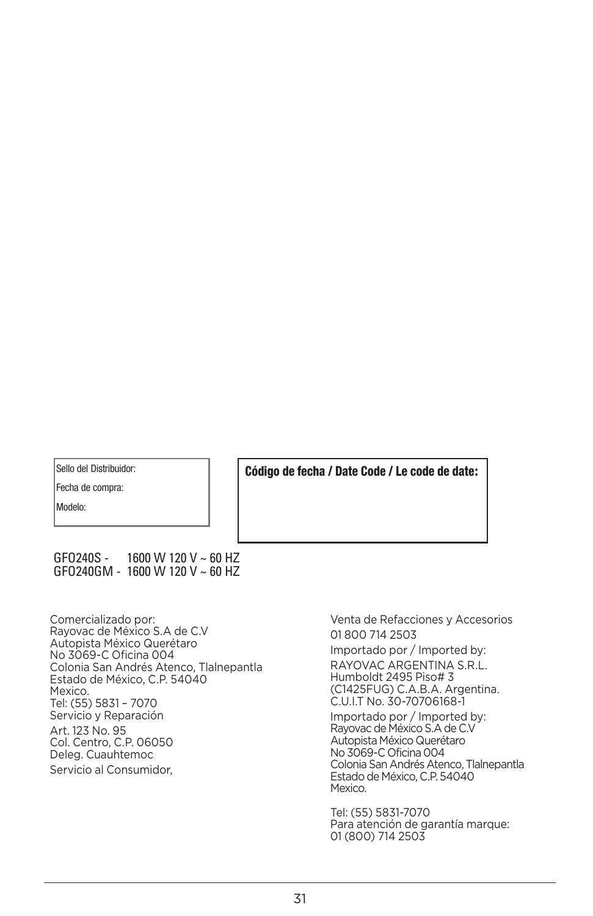Sello del Distribuidor:

Fecha de compra:

Modelo:

**Código de fecha / Date Code / Le code de date:**

GFO240S - 1600 W 120 V ~ 60 HZ
GFO240GM - 1600 W 120 V ~ 60 HZ

Comercializado por:
Rayovac de México S.A de C.V
Autopista México Querétaro
No 3069-C Oficina 004
Colonia San Andrés Atenco, Tlalnepantla
Estado de México, C.P. 54040
Mexico.
Tel: (55) 5831 – 7070
Servicio y Reparación

Art. 123 No. 95
Col. Centro, C.P. 06050
Deleg. Cuauhtemoc

Servicio al Consumidor,

Venta de Refacciones y Accesorios
01 800 714 2503

Importado por / Imported by:
RAYOVAC ARGENTINA S.R.L.
Humboldt 2495 Piso# 3
(C1425FUG) C.A.B.A. Argentina.
C.U.I.T No. 30-70706168-1

Importado por / Imported by:
Rayovac de México S.A de C.V
Autopista México Querétaro
No 3069-C Oficina 004
Colonia San Andrés Atenco, Tlalnepantla
Estado de México, C.P. 54040
Mexico.

Tel: (55) 5831-7070
Para atención de garantía marque:
01 (800) 714 2503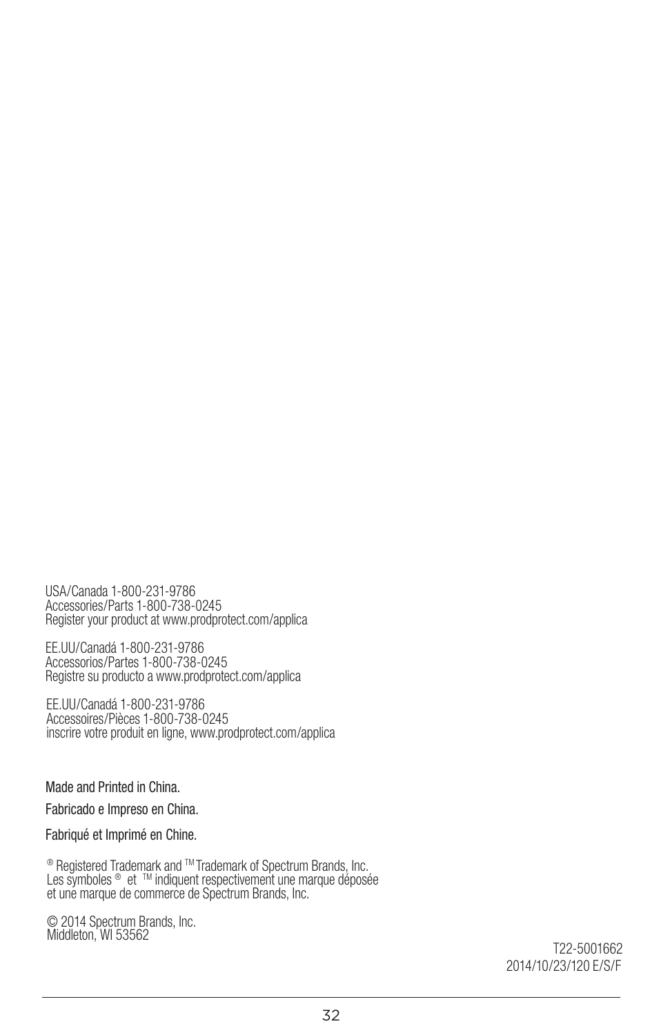USA/Canada 1-800-231-9786
Accessories/Parts 1-800-738-0245
Register your product at www.prodprotect.com/applica

EE.UU/Canadá 1-800-231-9786
Accessorios/Partes 1-800-738-0245
Registre su producto a www.prodprotect.com/applica

EE.UU/Canadá 1-800-231-9786
Accessoires/Pièces 1-800-738-0245
inscrire votre produit en ligne, www.prodprotect.com/applica

Made and Printed in China.

Fabricado e Impreso en China.

Fabriqué et Imprimé en Chine.

® Registered Trademark and ™ Trademark of Spectrum Brands, Inc.
Les symboles ® et ™ indiquent respectivement une marque déposée et une marque de commerce de Spectrum Brands, Inc.

© 2014 Spectrum Brands, Inc.
Middleton, WI 53562

T22-5001662
2014/10/23/120 E/S/F